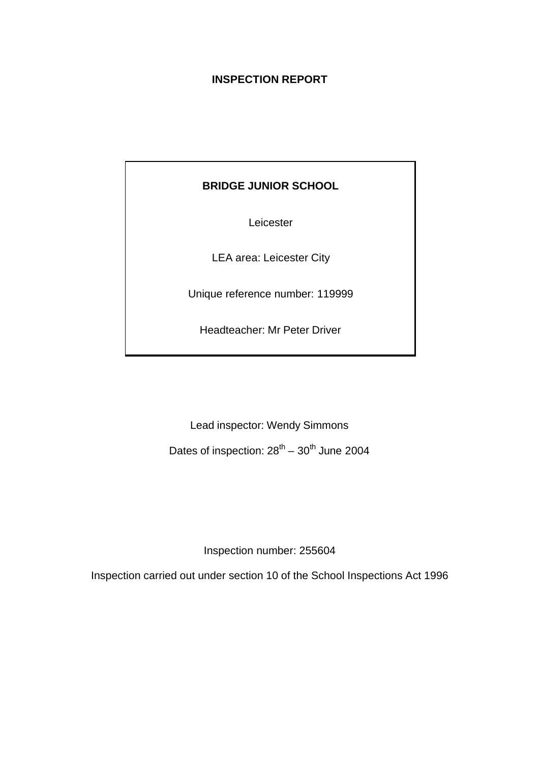# INSPECTION REPORT

**BRIDGE JUNIOR SCHOOL**

Leicester

LEA area: Leicester City

Unique reference number: 119999

Headteacher: Mr Peter Driver

Lead inspector: Wendy Simmons

Dates of inspection: 28th – 30th June 2004

Inspection number: 255604

Inspection carried out under section 10 of the School Inspections Act 1996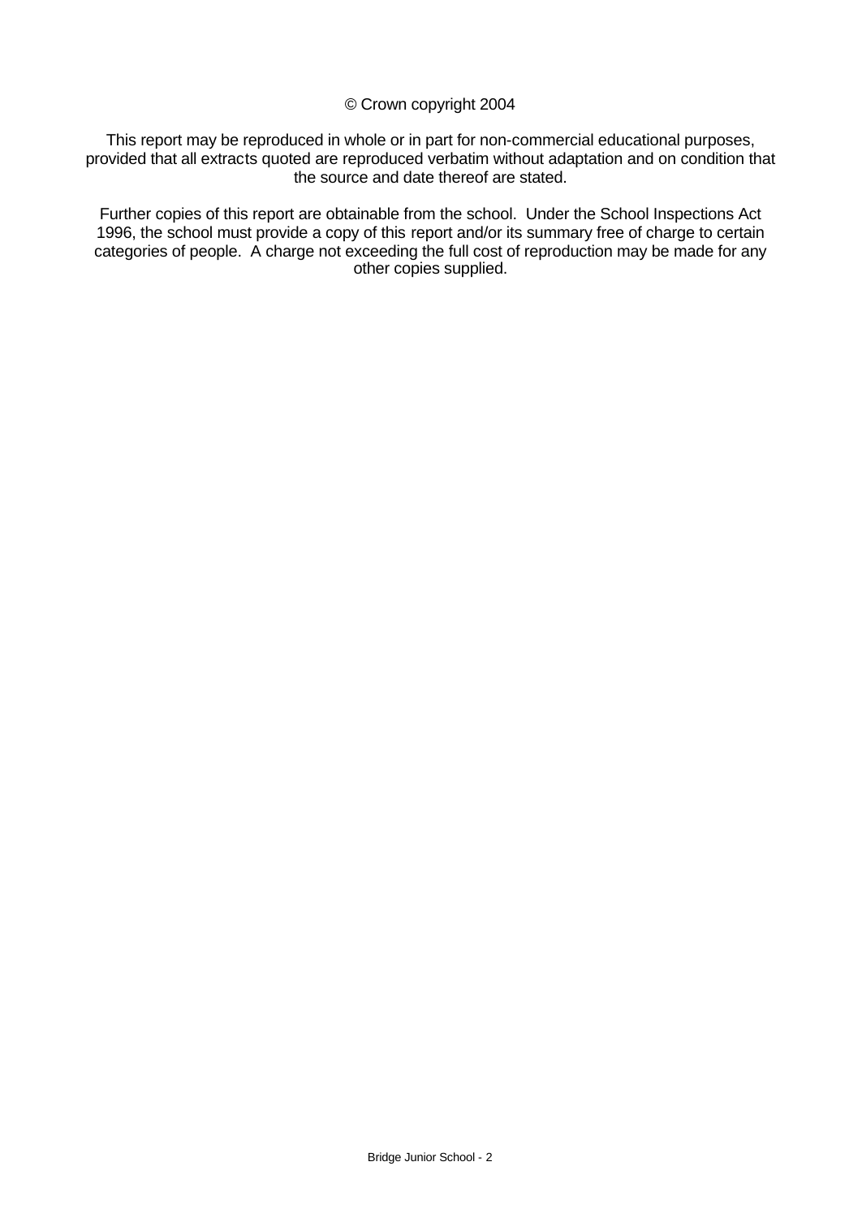© Crown copyright 2004

This report may be reproduced in whole or in part for non-commercial educational purposes, provided that all extracts quoted are reproduced verbatim without adaptation and on condition that the source and date thereof are stated.

Further copies of this report are obtainable from the school. Under the School Inspections Act 1996, the school must provide a copy of this report and/or its summary free of charge to certain categories of people. A charge not exceeding the full cost of reproduction may be made for any other copies supplied.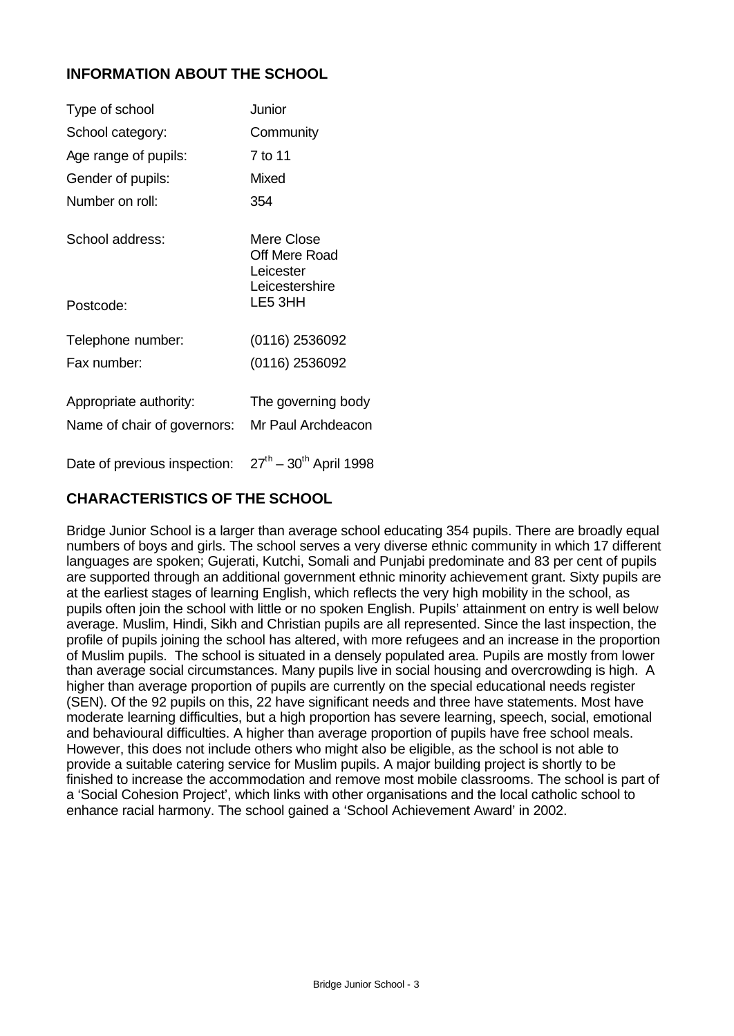## INFORMATION ABOUT THE SCHOOL

| | |
|---|---|
| Type of school | Junior |
| School category: | Community |
| Age range of pupils: | 7 to 11 |
| Gender of pupils: | Mixed |
| Number on roll: | 354 |
| School address: | Mere Close<br>Off Mere Road<br>Leicester<br>Leicestershire |
| Postcode: | LE5 3HH |
| Telephone number: | (0116) 2536092 |
| Fax number: | (0116) 2536092 |
| Appropriate authority: | The governing body |
| Name of chair of governors: | Mr Paul Archdeacon |
| Date of previous inspection: | 27th – 30th April 1998 |

## CHARACTERISTICS OF THE SCHOOL

Bridge Junior School is a larger than average school educating 354 pupils. There are broadly equal numbers of boys and girls. The school serves a very diverse ethnic community in which 17 different languages are spoken; Gujerati, Kutchi, Somali and Punjabi predominate and 83 per cent of pupils are supported through an additional government ethnic minority achievement grant. Sixty pupils are at the earliest stages of learning English, which reflects the very high mobility in the school, as pupils often join the school with little or no spoken English. Pupils' attainment on entry is well below average. Muslim, Hindi, Sikh and Christian pupils are all represented. Since the last inspection, the profile of pupils joining the school has altered, with more refugees and an increase in the proportion of Muslim pupils. The school is situated in a densely populated area. Pupils are mostly from lower than average social circumstances. Many pupils live in social housing and overcrowding is high. A higher than average proportion of pupils are currently on the special educational needs register (SEN). Of the 92 pupils on this, 22 have significant needs and three have statements. Most have moderate learning difficulties, but a high proportion has severe learning, speech, social, emotional and behavioural difficulties. A higher than average proportion of pupils have free school meals. However, this does not include others who might also be eligible, as the school is not able to provide a suitable catering service for Muslim pupils. A major building project is shortly to be finished to increase the accommodation and remove most mobile classrooms. The school is part of a 'Social Cohesion Project', which links with other organisations and the local catholic school to enhance racial harmony. The school gained a 'School Achievement Award' in 2002.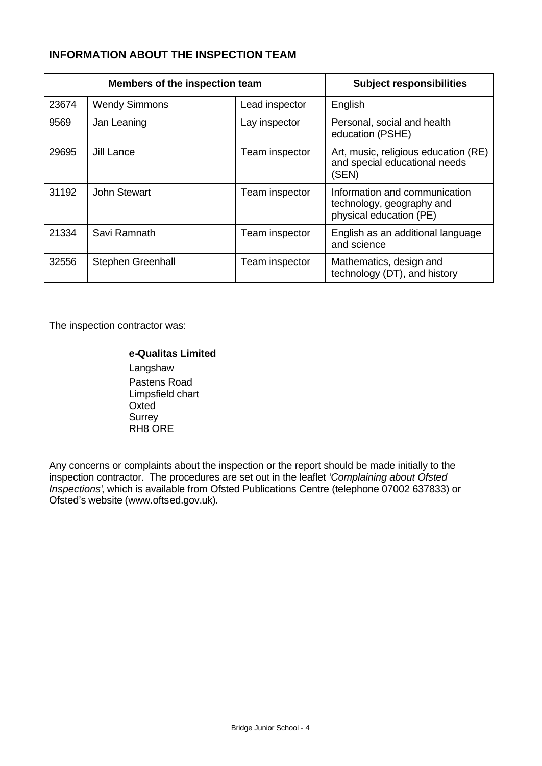## INFORMATION ABOUT THE INSPECTION TEAM

| Members of the inspection team | | | Subject responsibilities |
|---|---|---|---|
| 23674 | Wendy Simmons | Lead inspector | English |
| 9569 | Jan Leaning | Lay inspector | Personal, social and health education (PSHE) |
| 29695 | Jill Lance | Team inspector | Art, music, religious education (RE) and special educational needs (SEN) |
| 31192 | John Stewart | Team inspector | Information and communication technology, geography and physical education (PE) |
| 21334 | Savi Ramnath | Team inspector | English as an additional language and science |
| 32556 | Stephen Greenhall | Team inspector | Mathematics, design and technology (DT), and history |

The inspection contractor was:

**e-Qualitas Limited**
Langshaw
Pastens Road
Limpsfield chart
Oxted
Surrey
RH8 ORE

Any concerns or complaints about the inspection or the report should be made initially to the inspection contractor. The procedures are set out in the leaflet *'Complaining about Ofsted Inspections'*, which is available from Ofsted Publications Centre (telephone 07002 637833) or Ofsted's website (www.oftsed.gov.uk).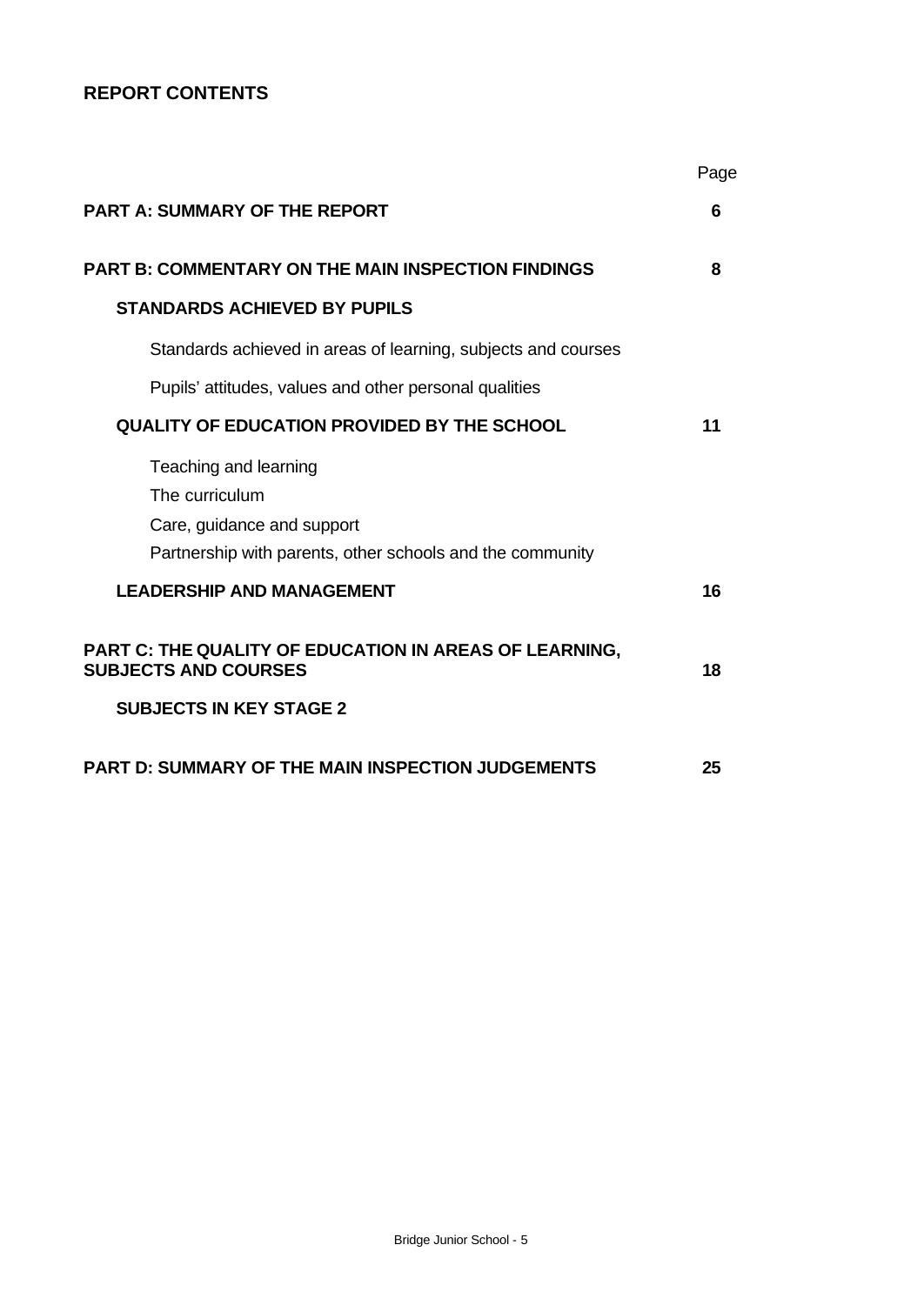## REPORT CONTENTS

| | Page |
|---|---|
| **PART A: SUMMARY OF THE REPORT** | **6** |
| **PART B: COMMENTARY ON THE MAIN INSPECTION FINDINGS** | **8** |
| **STANDARDS ACHIEVED BY PUPILS** | |
| Standards achieved in areas of learning, subjects and courses | |
| Pupils' attitudes, values and other personal qualities | |
| **QUALITY OF EDUCATION PROVIDED BY THE SCHOOL** | **11** |
| Teaching and learning | |
| The curriculum | |
| Care, guidance and support | |
| Partnership with parents, other schools and the community | |
| **LEADERSHIP AND MANAGEMENT** | **16** |
| **PART C: THE QUALITY OF EDUCATION IN AREAS OF LEARNING, SUBJECTS AND COURSES** | **18** |
| **SUBJECTS IN KEY STAGE 2** | |
| **PART D: SUMMARY OF THE MAIN INSPECTION JUDGEMENTS** | **25** |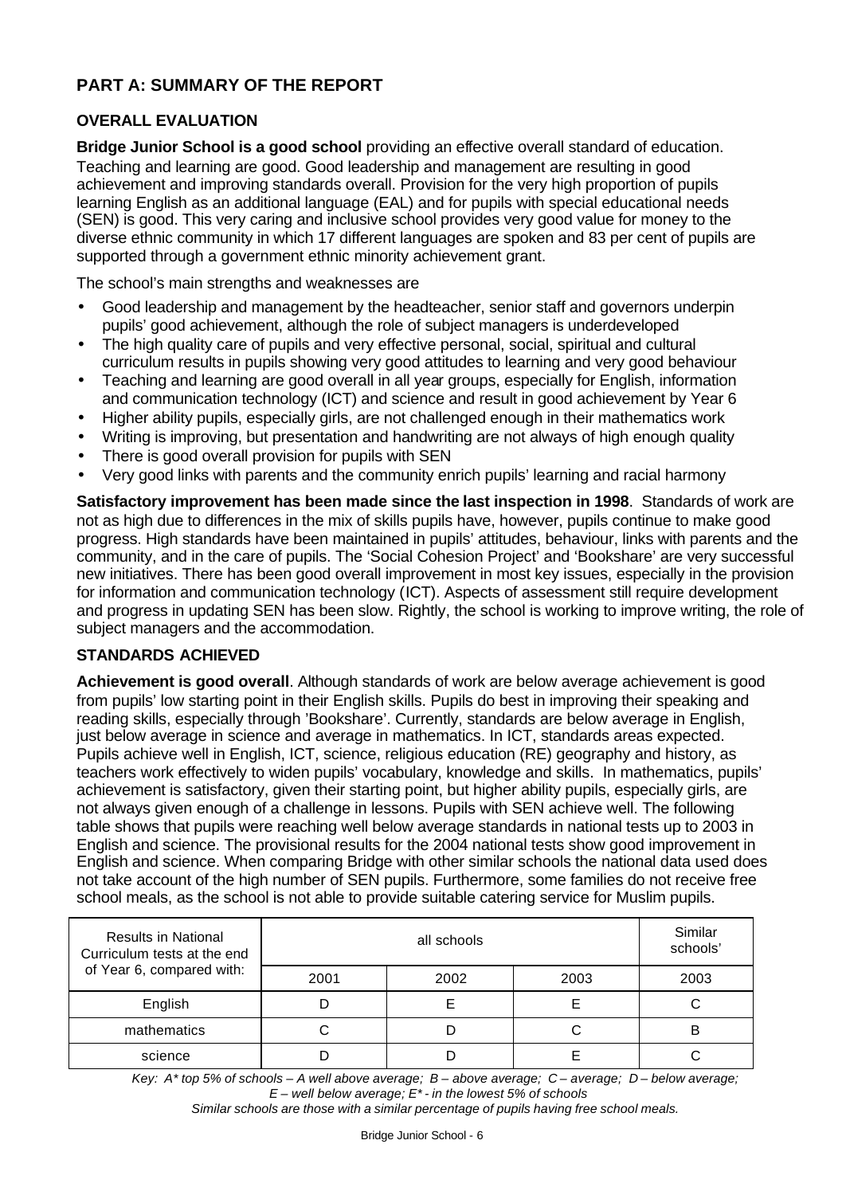## PART A: SUMMARY OF THE REPORT

### OVERALL EVALUATION

**Bridge Junior School is a good school** providing an effective overall standard of education. Teaching and learning are good. Good leadership and management are resulting in good achievement and improving standards overall. Provision for the very high proportion of pupils learning English as an additional language (EAL) and for pupils with special educational needs (SEN) is good. This very caring and inclusive school provides very good value for money to the diverse ethnic community in which 17 different languages are spoken and 83 per cent of pupils are supported through a government ethnic minority achievement grant.

The school's main strengths and weaknesses are

- Good leadership and management by the headteacher, senior staff and governors underpin pupils' good achievement, although the role of subject managers is underdeveloped
- The high quality care of pupils and very effective personal, social, spiritual and cultural curriculum results in pupils showing very good attitudes to learning and very good behaviour
- Teaching and learning are good overall in all year groups, especially for English, information and communication technology (ICT) and science and result in good achievement by Year 6
- Higher ability pupils, especially girls, are not challenged enough in their mathematics work
- Writing is improving, but presentation and handwriting are not always of high enough quality
- There is good overall provision for pupils with SEN
- Very good links with parents and the community enrich pupils' learning and racial harmony

**Satisfactory improvement has been made since the last inspection in 1998**. Standards of work are not as high due to differences in the mix of skills pupils have, however, pupils continue to make good progress. High standards have been maintained in pupils' attitudes, behaviour, links with parents and the community, and in the care of pupils. The 'Social Cohesion Project' and 'Bookshare' are very successful new initiatives. There has been good overall improvement in most key issues, especially in the provision for information and communication technology (ICT). Aspects of assessment still require development and progress in updating SEN has been slow. Rightly, the school is working to improve writing, the role of subject managers and the accommodation.

### STANDARDS ACHIEVED

**Achievement is good overall**. Although standards of work are below average achievement is good from pupils' low starting point in their English skills. Pupils do best in improving their speaking and reading skills, especially through 'Bookshare'. Currently, standards are below average in English, just below average in science and average in mathematics. In ICT, standards areas expected. Pupils achieve well in English, ICT, science, religious education (RE) geography and history, as teachers work effectively to widen pupils' vocabulary, knowledge and skills. In mathematics, pupils' achievement is satisfactory, given their starting point, but higher ability pupils, especially girls, are not always given enough of a challenge in lessons. Pupils with SEN achieve well. The following table shows that pupils were reaching well below average standards in national tests up to 2003 in English and science. The provisional results for the 2004 national tests show good improvement in English and science. When comparing Bridge with other similar schools the national data used does not take account of the high number of SEN pupils. Furthermore, some families do not receive free school meals, as the school is not able to provide suitable catering service for Muslim pupils.

| Results in National Curriculum tests at the end of Year 6, compared with: | all schools | | | Similar schools' |
|---|---|---|---|---|
| | 2001 | 2002 | 2003 | 2003 |
| English | D | E | E | C |
| mathematics | C | D | C | B |
| science | D | D | E | C |

*Key: A\* top 5% of schools – A well above average; B – above average; C – average; D – below average; E – well below average; E\* - in the lowest 5% of schools*

*Similar schools are those with a similar percentage of pupils having free school meals.*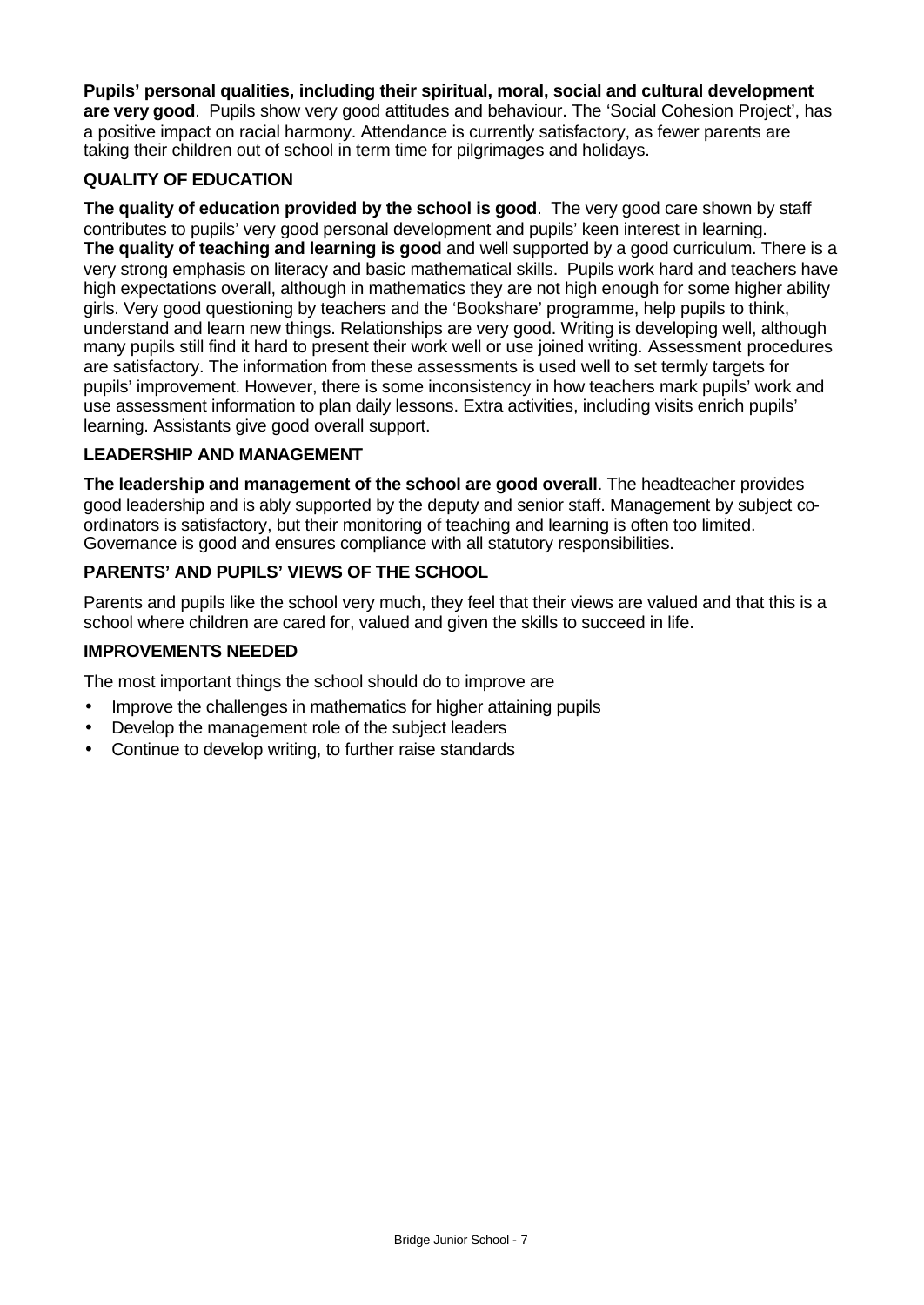**Pupils' personal qualities, including their spiritual, moral, social and cultural development are very good**. Pupils show very good attitudes and behaviour. The 'Social Cohesion Project', has a positive impact on racial harmony. Attendance is currently satisfactory, as fewer parents are taking their children out of school in term time for pilgrimages and holidays.

### QUALITY OF EDUCATION

**The quality of education provided by the school is good**. The very good care shown by staff contributes to pupils' very good personal development and pupils' keen interest in learning. **The quality of teaching and learning is good** and well supported by a good curriculum. There is a very strong emphasis on literacy and basic mathematical skills. Pupils work hard and teachers have high expectations overall, although in mathematics they are not high enough for some higher ability girls. Very good questioning by teachers and the 'Bookshare' programme, help pupils to think, understand and learn new things. Relationships are very good. Writing is developing well, although many pupils still find it hard to present their work well or use joined writing. Assessment procedures are satisfactory. The information from these assessments is used well to set termly targets for pupils' improvement. However, there is some inconsistency in how teachers mark pupils' work and use assessment information to plan daily lessons. Extra activities, including visits enrich pupils' learning. Assistants give good overall support.

### LEADERSHIP AND MANAGEMENT

**The leadership and management of the school are good overall**. The headteacher provides good leadership and is ably supported by the deputy and senior staff. Management by subject co-ordinators is satisfactory, but their monitoring of teaching and learning is often too limited. Governance is good and ensures compliance with all statutory responsibilities.

### PARENTS' AND PUPILS' VIEWS OF THE SCHOOL

Parents and pupils like the school very much, they feel that their views are valued and that this is a school where children are cared for, valued and given the skills to succeed in life.

### IMPROVEMENTS NEEDED

The most important things the school should do to improve are

- Improve the challenges in mathematics for higher attaining pupils
- Develop the management role of the subject leaders
- Continue to develop writing, to further raise standards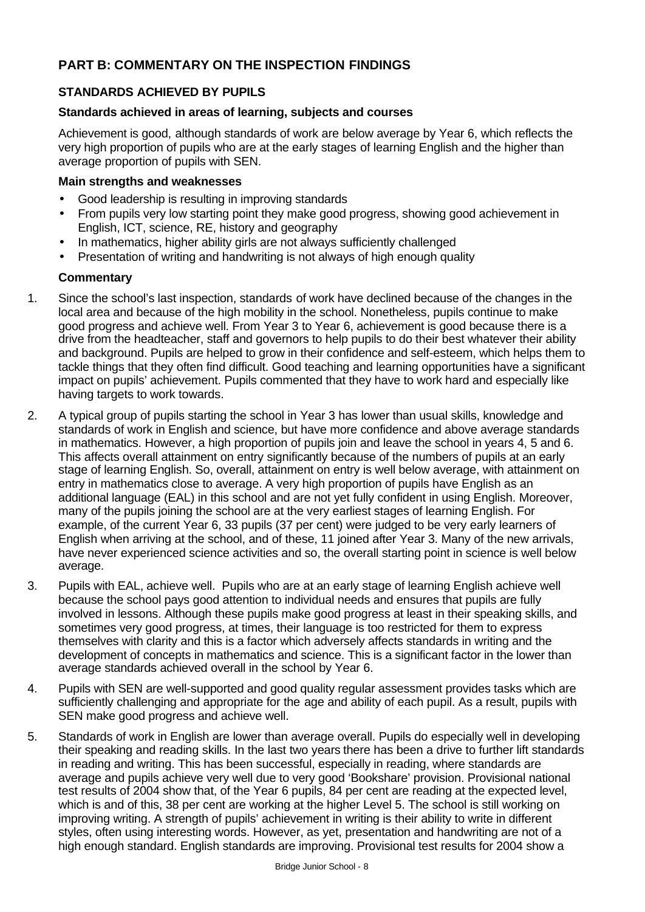## PART B: COMMENTARY ON THE INSPECTION FINDINGS

### STANDARDS ACHIEVED BY PUPILS

#### Standards achieved in areas of learning, subjects and courses

Achievement is good, although standards of work are below average by Year 6, which reflects the very high proportion of pupils who are at the early stages of learning English and the higher than average proportion of pupils with SEN.

#### Main strengths and weaknesses

- Good leadership is resulting in improving standards
- From pupils very low starting point they make good progress, showing good achievement in English, ICT, science, RE, history and geography
- In mathematics, higher ability girls are not always sufficiently challenged
- Presentation of writing and handwriting is not always of high enough quality

#### Commentary

1. Since the school's last inspection, standards of work have declined because of the changes in the local area and because of the high mobility in the school. Nonetheless, pupils continue to make good progress and achieve well. From Year 3 to Year 6, achievement is good because there is a drive from the headteacher, staff and governors to help pupils to do their best whatever their ability and background. Pupils are helped to grow in their confidence and self-esteem, which helps them to tackle things that they often find difficult. Good teaching and learning opportunities have a significant impact on pupils' achievement. Pupils commented that they have to work hard and especially like having targets to work towards.

2. A typical group of pupils starting the school in Year 3 has lower than usual skills, knowledge and standards of work in English and science, but have more confidence and above average standards in mathematics. However, a high proportion of pupils join and leave the school in years 4, 5 and 6. This affects overall attainment on entry significantly because of the numbers of pupils at an early stage of learning English. So, overall, attainment on entry is well below average, with attainment on entry in mathematics close to average. A very high proportion of pupils have English as an additional language (EAL) in this school and are not yet fully confident in using English. Moreover, many of the pupils joining the school are at the very earliest stages of learning English. For example, of the current Year 6, 33 pupils (37 per cent) were judged to be very early learners of English when arriving at the school, and of these, 11 joined after Year 3. Many of the new arrivals, have never experienced science activities and so, the overall starting point in science is well below average.

3. Pupils with EAL, achieve well. Pupils who are at an early stage of learning English achieve well because the school pays good attention to individual needs and ensures that pupils are fully involved in lessons. Although these pupils make good progress at least in their speaking skills, and sometimes very good progress, at times, their language is too restricted for them to express themselves with clarity and this is a factor which adversely affects standards in writing and the development of concepts in mathematics and science. This is a significant factor in the lower than average standards achieved overall in the school by Year 6.

4. Pupils with SEN are well-supported and good quality regular assessment provides tasks which are sufficiently challenging and appropriate for the age and ability of each pupil. As a result, pupils with SEN make good progress and achieve well.

5. Standards of work in English are lower than average overall. Pupils do especially well in developing their speaking and reading skills. In the last two years there has been a drive to further lift standards in reading and writing. This has been successful, especially in reading, where standards are average and pupils achieve very well due to very good 'Bookshare' provision. Provisional national test results of 2004 show that, of the Year 6 pupils, 84 per cent are reading at the expected level, which is and of this, 38 per cent are working at the higher Level 5. The school is still working on improving writing. A strength of pupils' achievement in writing is their ability to write in different styles, often using interesting words. However, as yet, presentation and handwriting are not of a high enough standard. English standards are improving. Provisional test results for 2004 show a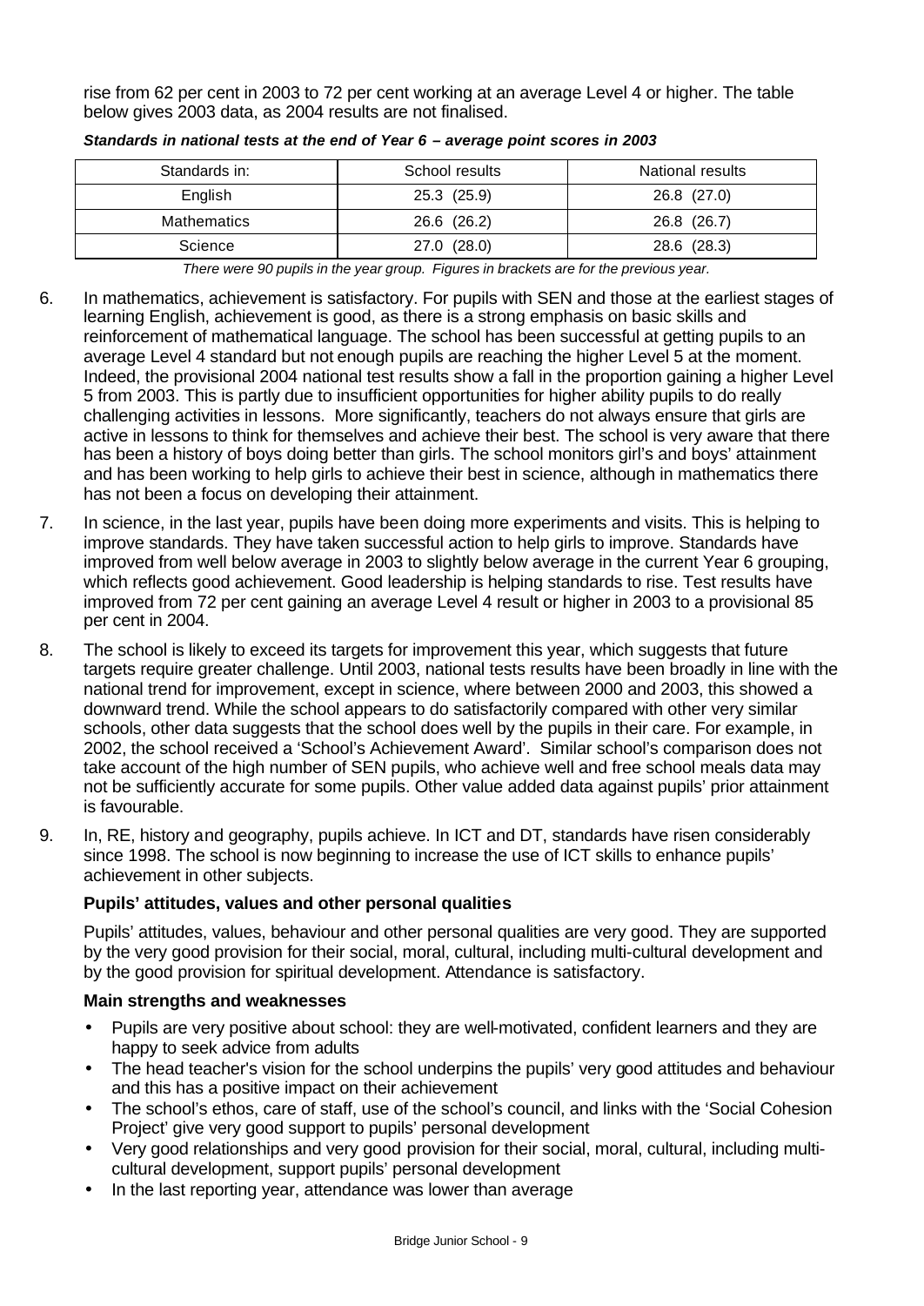rise from 62 per cent in 2003 to 72 per cent working at an average Level 4 or higher. The table below gives 2003 data, as 2004 results are not finalised.

***Standards in national tests at the end of Year 6 – average point scores in 2003***

| Standards in: | School results | National results |
|---|---|---|
| English | 25.3 (25.9) | 26.8 (27.0) |
| Mathematics | 26.6 (26.2) | 26.8 (26.7) |
| Science | 27.0 (28.0) | 28.6 (28.3) |

*There were 90 pupils in the year group. Figures in brackets are for the previous year.*

6. In mathematics, achievement is satisfactory. For pupils with SEN and those at the earliest stages of learning English, achievement is good, as there is a strong emphasis on basic skills and reinforcement of mathematical language. The school has been successful at getting pupils to an average Level 4 standard but not enough pupils are reaching the higher Level 5 at the moment. Indeed, the provisional 2004 national test results show a fall in the proportion gaining a higher Level 5 from 2003. This is partly due to insufficient opportunities for higher ability pupils to do really challenging activities in lessons. More significantly, teachers do not always ensure that girls are active in lessons to think for themselves and achieve their best. The school is very aware that there has been a history of boys doing better than girls. The school monitors girl's and boys' attainment and has been working to help girls to achieve their best in science, although in mathematics there has not been a focus on developing their attainment.

7. In science, in the last year, pupils have been doing more experiments and visits. This is helping to improve standards. They have taken successful action to help girls to improve. Standards have improved from well below average in 2003 to slightly below average in the current Year 6 grouping, which reflects good achievement. Good leadership is helping standards to rise. Test results have improved from 72 per cent gaining an average Level 4 result or higher in 2003 to a provisional 85 per cent in 2004.

8. The school is likely to exceed its targets for improvement this year, which suggests that future targets require greater challenge. Until 2003, national tests results have been broadly in line with the national trend for improvement, except in science, where between 2000 and 2003, this showed a downward trend. While the school appears to do satisfactorily compared with other very similar schools, other data suggests that the school does well by the pupils in their care. For example, in 2002, the school received a 'School's Achievement Award'. Similar school's comparison does not take account of the high number of SEN pupils, who achieve well and free school meals data may not be sufficiently accurate for some pupils. Other value added data against pupils' prior attainment is favourable.

9. In, RE, history and geography, pupils achieve. In ICT and DT, standards have risen considerably since 1998. The school is now beginning to increase the use of ICT skills to enhance pupils' achievement in other subjects.

### Pupils' attitudes, values and other personal qualities

Pupils' attitudes, values, behaviour and other personal qualities are very good. They are supported by the very good provision for their social, moral, cultural, including multi-cultural development and by the good provision for spiritual development. Attendance is satisfactory.

#### Main strengths and weaknesses

- Pupils are very positive about school: they are well-motivated, confident learners and they are happy to seek advice from adults
- The head teacher's vision for the school underpins the pupils' very good attitudes and behaviour and this has a positive impact on their achievement
- The school's ethos, care of staff, use of the school's council, and links with the 'Social Cohesion Project' give very good support to pupils' personal development
- Very good relationships and very good provision for their social, moral, cultural, including multi-cultural development, support pupils' personal development
- In the last reporting year, attendance was lower than average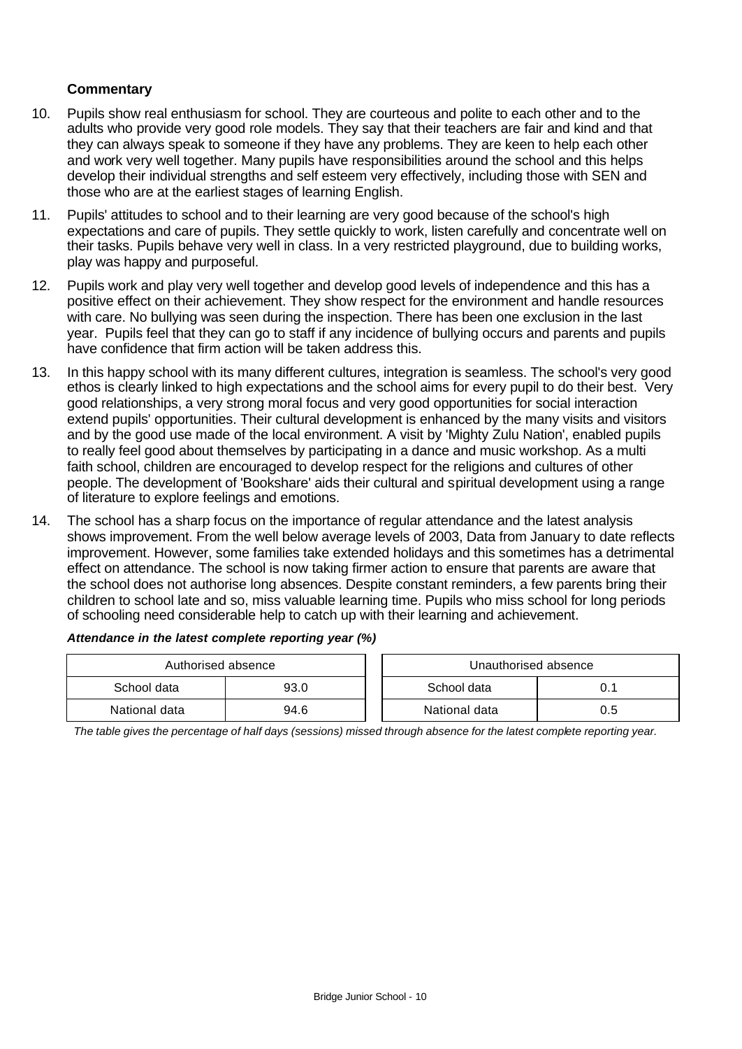**Commentary**

10. Pupils show real enthusiasm for school. They are courteous and polite to each other and to the adults who provide very good role models. They say that their teachers are fair and kind and that they can always speak to someone if they have any problems. They are keen to help each other and work very well together. Many pupils have responsibilities around the school and this helps develop their individual strengths and self esteem very effectively, including those with SEN and those who are at the earliest stages of learning English.

11. Pupils' attitudes to school and to their learning are very good because of the school's high expectations and care of pupils. They settle quickly to work, listen carefully and concentrate well on their tasks. Pupils behave very well in class. In a very restricted playground, due to building works, play was happy and purposeful.

12. Pupils work and play very well together and develop good levels of independence and this has a positive effect on their achievement. They show respect for the environment and handle resources with care. No bullying was seen during the inspection. There has been one exclusion in the last year. Pupils feel that they can go to staff if any incidence of bullying occurs and parents and pupils have confidence that firm action will be taken address this.

13. In this happy school with its many different cultures, integration is seamless. The school's very good ethos is clearly linked to high expectations and the school aims for every pupil to do their best. Very good relationships, a very strong moral focus and very good opportunities for social interaction extend pupils' opportunities. Their cultural development is enhanced by the many visits and visitors and by the good use made of the local environment. A visit by 'Mighty Zulu Nation', enabled pupils to really feel good about themselves by participating in a dance and music workshop. As a multi faith school, children are encouraged to develop respect for the religions and cultures of other people. The development of 'Bookshare' aids their cultural and spiritual development using a range of literature to explore feelings and emotions.

14. The school has a sharp focus on the importance of regular attendance and the latest analysis shows improvement. From the well below average levels of 2003, Data from January to date reflects improvement. However, some families take extended holidays and this sometimes has a detrimental effect on attendance. The school is now taking firmer action to ensure that parents are aware that the school does not authorise long absences. Despite constant reminders, a few parents bring their children to school late and so, miss valuable learning time. Pupils who miss school for long periods of schooling need considerable help to catch up with their learning and achievement.

***Attendance in the latest complete reporting year (%)***

| Authorised absence | |
|---|---|
| School data | 93.0 |
| National data | 94.6 |

| Unauthorised absence | |
|---|---|
| School data | 0.1 |
| National data | 0.5 |

*The table gives the percentage of half days (sessions) missed through absence for the latest complete reporting year.*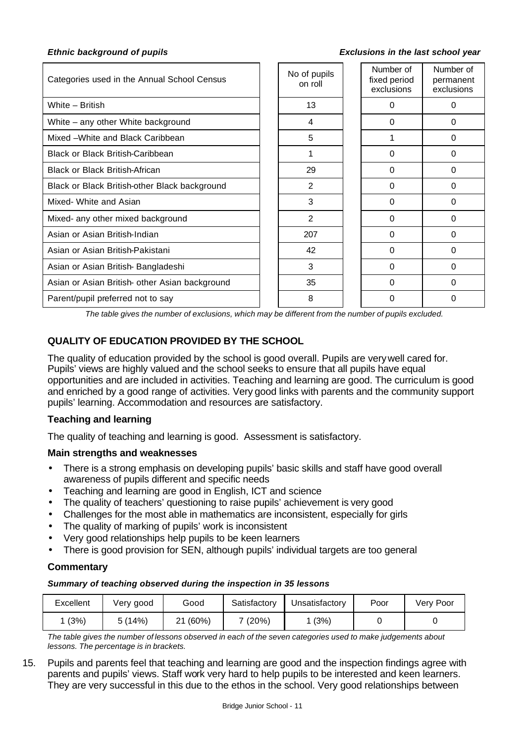*Ethnic background of pupils*

*Exclusions in the last school year*

| Categories used in the Annual School Census | No of pupils on roll | Number of fixed period exclusions | Number of permanent exclusions |
|---|---|---|---|
| White – British | 13 | 0 | 0 |
| White – any other White background | 4 | 0 | 0 |
| Mixed –White and Black Caribbean | 5 | 1 | 0 |
| Black or Black British-Caribbean | 1 | 0 | 0 |
| Black or Black British-African | 29 | 0 | 0 |
| Black or Black British-other Black background | 2 | 0 | 0 |
| Mixed- White and Asian | 3 | 0 | 0 |
| Mixed- any other mixed background | 2 | 0 | 0 |
| Asian or Asian British-Indian | 207 | 0 | 0 |
| Asian or Asian British-Pakistani | 42 | 0 | 0 |
| Asian or Asian British- Bangladeshi | 3 | 0 | 0 |
| Asian or Asian British- other Asian background | 35 | 0 | 0 |
| Parent/pupil preferred not to say | 8 | 0 | 0 |

*The table gives the number of exclusions, which may be different from the number of pupils excluded.*

## QUALITY OF EDUCATION PROVIDED BY THE SCHOOL

The quality of education provided by the school is good overall. Pupils are very well cared for. Pupils' views are highly valued and the school seeks to ensure that all pupils have equal opportunities and are included in activities. Teaching and learning are good. The curriculum is good and enriched by a good range of activities. Very good links with parents and the community support pupils' learning. Accommodation and resources are satisfactory.

### Teaching and learning

The quality of teaching and learning is good. Assessment is satisfactory.

### Main strengths and weaknesses

- There is a strong emphasis on developing pupils' basic skills and staff have good overall awareness of pupils different and specific needs
- Teaching and learning are good in English, ICT and science
- The quality of teachers' questioning to raise pupils' achievement is very good
- Challenges for the most able in mathematics are inconsistent, especially for girls
- The quality of marking of pupils' work is inconsistent
- Very good relationships help pupils to be keen learners
- There is good provision for SEN, although pupils' individual targets are too general

### Commentary

***Summary of teaching observed during the inspection in 35 lessons***

| Excellent | Very good | Good | Satisfactory | Unsatisfactory | Poor | Very Poor |
|---|---|---|---|---|---|---|
| 1 (3%) | 5 (14%) | 21 (60%) | 7 (20%) | 1 (3%) | 0 | 0 |

*The table gives the number of lessons observed in each of the seven categories used to make judgements about lessons. The percentage is in brackets.*

15. Pupils and parents feel that teaching and learning are good and the inspection findings agree with parents and pupils' views. Staff work very hard to help pupils to be interested and keen learners. They are very successful in this due to the ethos in the school. Very good relationships between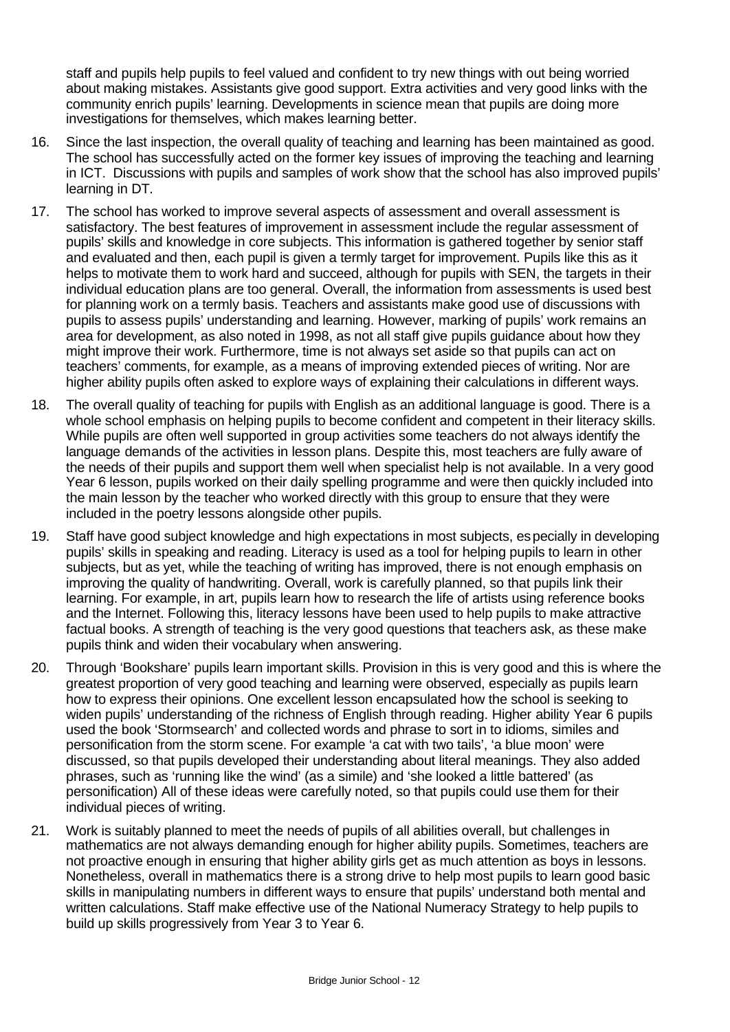staff and pupils help pupils to feel valued and confident to try new things with out being worried about making mistakes. Assistants give good support. Extra activities and very good links with the community enrich pupils' learning. Developments in science mean that pupils are doing more investigations for themselves, which makes learning better.

16. Since the last inspection, the overall quality of teaching and learning has been maintained as good. The school has successfully acted on the former key issues of improving the teaching and learning in ICT. Discussions with pupils and samples of work show that the school has also improved pupils' learning in DT.

17. The school has worked to improve several aspects of assessment and overall assessment is satisfactory. The best features of improvement in assessment include the regular assessment of pupils' skills and knowledge in core subjects. This information is gathered together by senior staff and evaluated and then, each pupil is given a termly target for improvement. Pupils like this as it helps to motivate them to work hard and succeed, although for pupils with SEN, the targets in their individual education plans are too general. Overall, the information from assessments is used best for planning work on a termly basis. Teachers and assistants make good use of discussions with pupils to assess pupils' understanding and learning. However, marking of pupils' work remains an area for development, as also noted in 1998, as not all staff give pupils guidance about how they might improve their work. Furthermore, time is not always set aside so that pupils can act on teachers' comments, for example, as a means of improving extended pieces of writing. Nor are higher ability pupils often asked to explore ways of explaining their calculations in different ways.

18. The overall quality of teaching for pupils with English as an additional language is good. There is a whole school emphasis on helping pupils to become confident and competent in their literacy skills. While pupils are often well supported in group activities some teachers do not always identify the language demands of the activities in lesson plans. Despite this, most teachers are fully aware of the needs of their pupils and support them well when specialist help is not available. In a very good Year 6 lesson, pupils worked on their daily spelling programme and were then quickly included into the main lesson by the teacher who worked directly with this group to ensure that they were included in the poetry lessons alongside other pupils.

19. Staff have good subject knowledge and high expectations in most subjects, especially in developing pupils' skills in speaking and reading. Literacy is used as a tool for helping pupils to learn in other subjects, but as yet, while the teaching of writing has improved, there is not enough emphasis on improving the quality of handwriting. Overall, work is carefully planned, so that pupils link their learning. For example, in art, pupils learn how to research the life of artists using reference books and the Internet. Following this, literacy lessons have been used to help pupils to make attractive factual books. A strength of teaching is the very good questions that teachers ask, as these make pupils think and widen their vocabulary when answering.

20. Through 'Bookshare' pupils learn important skills. Provision in this is very good and this is where the greatest proportion of very good teaching and learning were observed, especially as pupils learn how to express their opinions. One excellent lesson encapsulated how the school is seeking to widen pupils' understanding of the richness of English through reading. Higher ability Year 6 pupils used the book 'Stormsearch' and collected words and phrase to sort in to idioms, similes and personification from the storm scene. For example 'a cat with two tails', 'a blue moon' were discussed, so that pupils developed their understanding about literal meanings. They also added phrases, such as 'running like the wind' (as a simile) and 'she looked a little battered' (as personification) All of these ideas were carefully noted, so that pupils could use them for their individual pieces of writing.

21. Work is suitably planned to meet the needs of pupils of all abilities overall, but challenges in mathematics are not always demanding enough for higher ability pupils. Sometimes, teachers are not proactive enough in ensuring that higher ability girls get as much attention as boys in lessons. Nonetheless, overall in mathematics there is a strong drive to help most pupils to learn good basic skills in manipulating numbers in different ways to ensure that pupils' understand both mental and written calculations. Staff make effective use of the National Numeracy Strategy to help pupils to build up skills progressively from Year 3 to Year 6.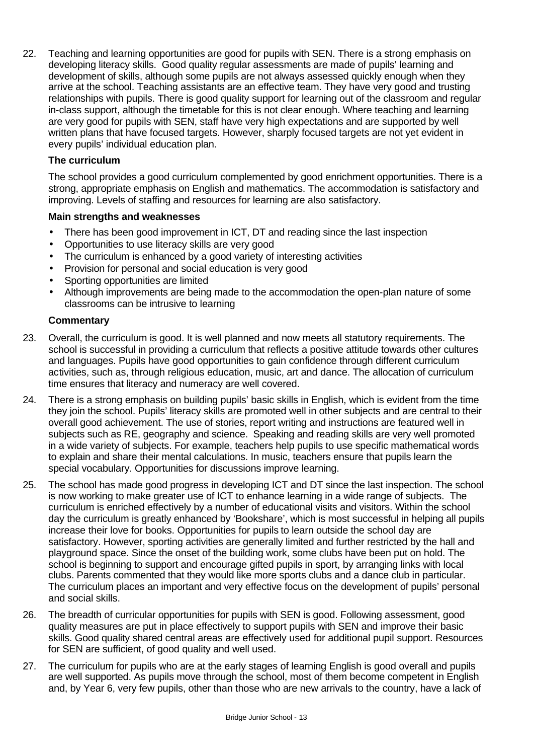22. Teaching and learning opportunities are good for pupils with SEN. There is a strong emphasis on developing literacy skills. Good quality regular assessments are made of pupils' learning and development of skills, although some pupils are not always assessed quickly enough when they arrive at the school. Teaching assistants are an effective team. They have very good and trusting relationships with pupils. There is good quality support for learning out of the classroom and regular in-class support, although the timetable for this is not clear enough. Where teaching and learning are very good for pupils with SEN, staff have very high expectations and are supported by well written plans that have focused targets. However, sharply focused targets are not yet evident in every pupils' individual education plan.

### The curriculum

The school provides a good curriculum complemented by good enrichment opportunities. There is a strong, appropriate emphasis on English and mathematics. The accommodation is satisfactory and improving. Levels of staffing and resources for learning are also satisfactory.

#### Main strengths and weaknesses

- There has been good improvement in ICT, DT and reading since the last inspection
- Opportunities to use literacy skills are very good
- The curriculum is enhanced by a good variety of interesting activities
- Provision for personal and social education is very good
- Sporting opportunities are limited
- Although improvements are being made to the accommodation the open-plan nature of some classrooms can be intrusive to learning

#### Commentary

23. Overall, the curriculum is good. It is well planned and now meets all statutory requirements. The school is successful in providing a curriculum that reflects a positive attitude towards other cultures and languages. Pupils have good opportunities to gain confidence through different curriculum activities, such as, through religious education, music, art and dance. The allocation of curriculum time ensures that literacy and numeracy are well covered.

24. There is a strong emphasis on building pupils' basic skills in English, which is evident from the time they join the school. Pupils' literacy skills are promoted well in other subjects and are central to their overall good achievement. The use of stories, report writing and instructions are featured well in subjects such as RE, geography and science. Speaking and reading skills are very well promoted in a wide variety of subjects. For example, teachers help pupils to use specific mathematical words to explain and share their mental calculations. In music, teachers ensure that pupils learn the special vocabulary. Opportunities for discussions improve learning.

25. The school has made good progress in developing ICT and DT since the last inspection. The school is now working to make greater use of ICT to enhance learning in a wide range of subjects. The curriculum is enriched effectively by a number of educational visits and visitors. Within the school day the curriculum is greatly enhanced by 'Bookshare', which is most successful in helping all pupils increase their love for books. Opportunities for pupils to learn outside the school day are satisfactory. However, sporting activities are generally limited and further restricted by the hall and playground space. Since the onset of the building work, some clubs have been put on hold. The school is beginning to support and encourage gifted pupils in sport, by arranging links with local clubs. Parents commented that they would like more sports clubs and a dance club in particular. The curriculum places an important and very effective focus on the development of pupils' personal and social skills.

26. The breadth of curricular opportunities for pupils with SEN is good. Following assessment, good quality measures are put in place effectively to support pupils with SEN and improve their basic skills. Good quality shared central areas are effectively used for additional pupil support. Resources for SEN are sufficient, of good quality and well used.

27. The curriculum for pupils who are at the early stages of learning English is good overall and pupils are well supported. As pupils move through the school, most of them become competent in English and, by Year 6, very few pupils, other than those who are new arrivals to the country, have a lack of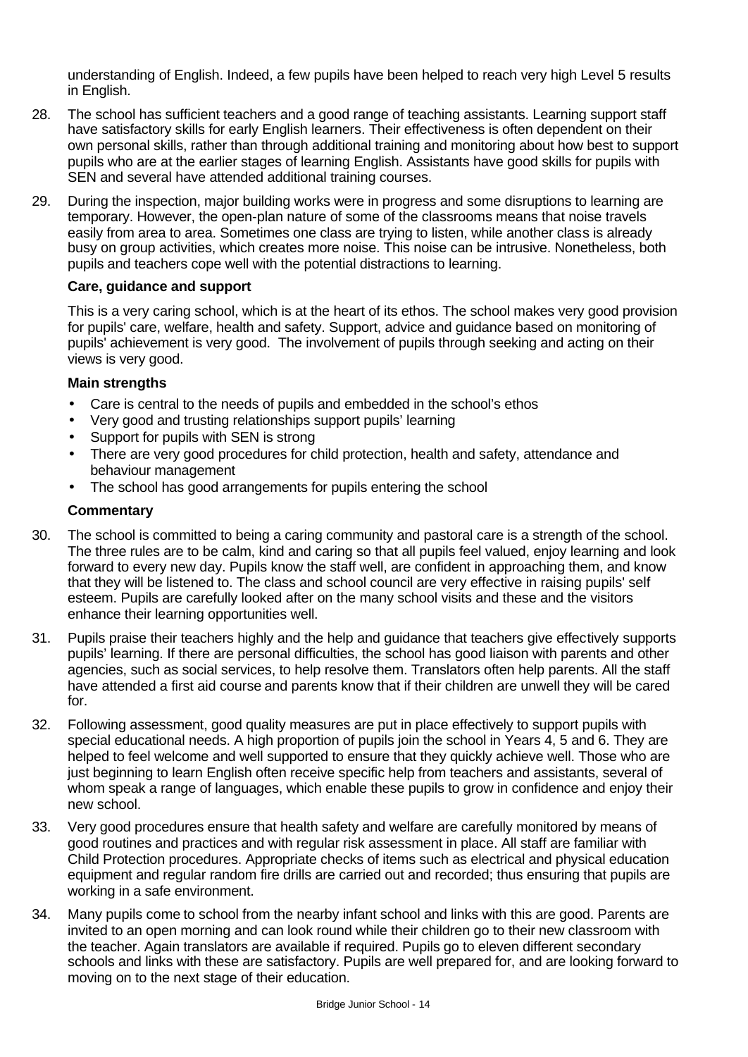understanding of English. Indeed, a few pupils have been helped to reach very high Level 5 results in English.

28. The school has sufficient teachers and a good range of teaching assistants. Learning support staff have satisfactory skills for early English learners. Their effectiveness is often dependent on their own personal skills, rather than through additional training and monitoring about how best to support pupils who are at the earlier stages of learning English. Assistants have good skills for pupils with SEN and several have attended additional training courses.

29. During the inspection, major building works were in progress and some disruptions to learning are temporary. However, the open-plan nature of some of the classrooms means that noise travels easily from area to area. Sometimes one class are trying to listen, while another class is already busy on group activities, which creates more noise. This noise can be intrusive. Nonetheless, both pupils and teachers cope well with the potential distractions to learning.

**Care, guidance and support**

This is a very caring school, which is at the heart of its ethos. The school makes very good provision for pupils' care, welfare, health and safety. Support, advice and guidance based on monitoring of pupils' achievement is very good. The involvement of pupils through seeking and acting on their views is very good.

**Main strengths**

- Care is central to the needs of pupils and embedded in the school's ethos
- Very good and trusting relationships support pupils' learning
- Support for pupils with SEN is strong
- There are very good procedures for child protection, health and safety, attendance and behaviour management
- The school has good arrangements for pupils entering the school

**Commentary**

30. The school is committed to being a caring community and pastoral care is a strength of the school. The three rules are to be calm, kind and caring so that all pupils feel valued, enjoy learning and look forward to every new day. Pupils know the staff well, are confident in approaching them, and know that they will be listened to. The class and school council are very effective in raising pupils' self esteem. Pupils are carefully looked after on the many school visits and these and the visitors enhance their learning opportunities well.

31. Pupils praise their teachers highly and the help and guidance that teachers give effectively supports pupils' learning. If there are personal difficulties, the school has good liaison with parents and other agencies, such as social services, to help resolve them. Translators often help parents. All the staff have attended a first aid course and parents know that if their children are unwell they will be cared for.

32. Following assessment, good quality measures are put in place effectively to support pupils with special educational needs. A high proportion of pupils join the school in Years 4, 5 and 6. They are helped to feel welcome and well supported to ensure that they quickly achieve well. Those who are just beginning to learn English often receive specific help from teachers and assistants, several of whom speak a range of languages, which enable these pupils to grow in confidence and enjoy their new school.

33. Very good procedures ensure that health safety and welfare are carefully monitored by means of good routines and practices and with regular risk assessment in place. All staff are familiar with Child Protection procedures. Appropriate checks of items such as electrical and physical education equipment and regular random fire drills are carried out and recorded; thus ensuring that pupils are working in a safe environment.

34. Many pupils come to school from the nearby infant school and links with this are good. Parents are invited to an open morning and can look round while their children go to their new classroom with the teacher. Again translators are available if required. Pupils go to eleven different secondary schools and links with these are satisfactory. Pupils are well prepared for, and are looking forward to moving on to the next stage of their education.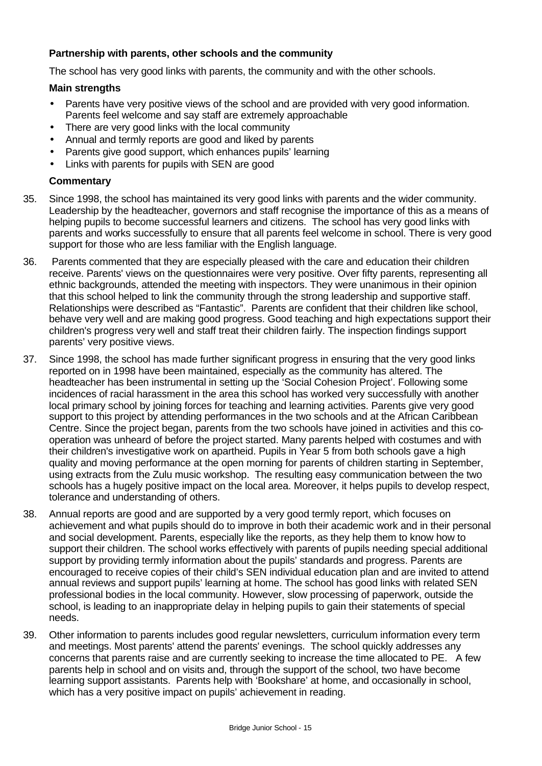### Partnership with parents, other schools and the community

The school has very good links with parents, the community and with the other schools.

**Main strengths**

- Parents have very positive views of the school and are provided with very good information. Parents feel welcome and say staff are extremely approachable
- There are very good links with the local community
- Annual and termly reports are good and liked by parents
- Parents give good support, which enhances pupils' learning
- Links with parents for pupils with SEN are good

**Commentary**

35. Since 1998, the school has maintained its very good links with parents and the wider community. Leadership by the headteacher, governors and staff recognise the importance of this as a means of helping pupils to become successful learners and citizens. The school has very good links with parents and works successfully to ensure that all parents feel welcome in school. There is very good support for those who are less familiar with the English language.

36. Parents commented that they are especially pleased with the care and education their children receive. Parents' views on the questionnaires were very positive. Over fifty parents, representing all ethnic backgrounds, attended the meeting with inspectors. They were unanimous in their opinion that this school helped to link the community through the strong leadership and supportive staff. Relationships were described as "Fantastic". Parents are confident that their children like school, behave very well and are making good progress. Good teaching and high expectations support their children's progress very well and staff treat their children fairly. The inspection findings support parents' very positive views.

37. Since 1998, the school has made further significant progress in ensuring that the very good links reported on in 1998 have been maintained, especially as the community has altered. The headteacher has been instrumental in setting up the 'Social Cohesion Project'. Following some incidences of racial harassment in the area this school has worked very successfully with another local primary school by joining forces for teaching and learning activities. Parents give very good support to this project by attending performances in the two schools and at the African Caribbean Centre. Since the project began, parents from the two schools have joined in activities and this co-operation was unheard of before the project started. Many parents helped with costumes and with their children's investigative work on apartheid. Pupils in Year 5 from both schools gave a high quality and moving performance at the open morning for parents of children starting in September, using extracts from the Zulu music workshop. The resulting easy communication between the two schools has a hugely positive impact on the local area. Moreover, it helps pupils to develop respect, tolerance and understanding of others.

38. Annual reports are good and are supported by a very good termly report, which focuses on achievement and what pupils should do to improve in both their academic work and in their personal and social development. Parents, especially like the reports, as they help them to know how to support their children. The school works effectively with parents of pupils needing special additional support by providing termly information about the pupils' standards and progress. Parents are encouraged to receive copies of their child's SEN individual education plan and are invited to attend annual reviews and support pupils' learning at home. The school has good links with related SEN professional bodies in the local community. However, slow processing of paperwork, outside the school, is leading to an inappropriate delay in helping pupils to gain their statements of special needs.

39. Other information to parents includes good regular newsletters, curriculum information every term and meetings. Most parents' attend the parents' evenings. The school quickly addresses any concerns that parents raise and are currently seeking to increase the time allocated to PE. A few parents help in school and on visits and, through the support of the school, two have become learning support assistants. Parents help with 'Bookshare' at home, and occasionally in school, which has a very positive impact on pupils' achievement in reading.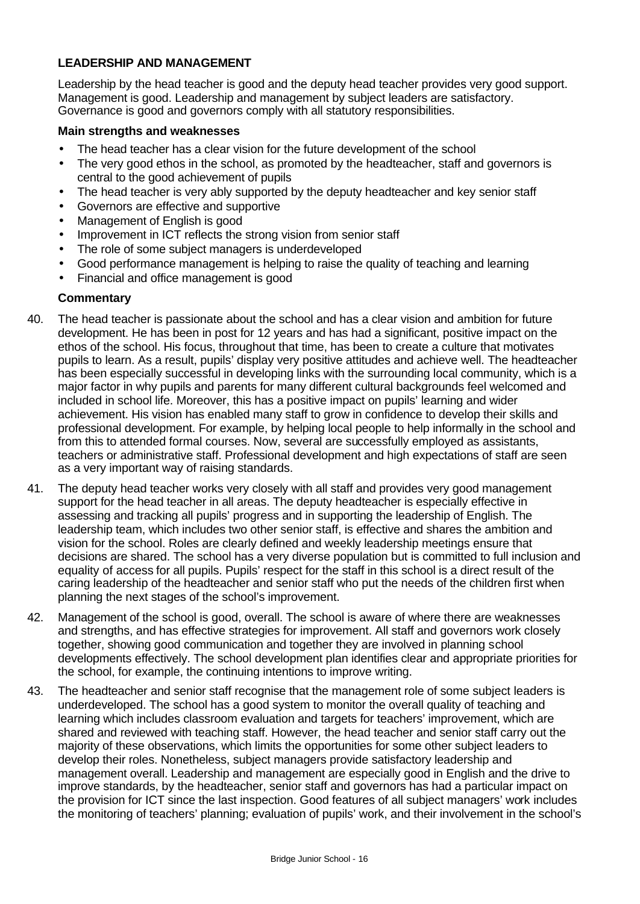## LEADERSHIP AND MANAGEMENT

Leadership by the head teacher is good and the deputy head teacher provides very good support. Management is good. Leadership and management by subject leaders are satisfactory. Governance is good and governors comply with all statutory responsibilities.

### Main strengths and weaknesses

- The head teacher has a clear vision for the future development of the school
- The very good ethos in the school, as promoted by the headteacher, staff and governors is central to the good achievement of pupils
- The head teacher is very ably supported by the deputy headteacher and key senior staff
- Governors are effective and supportive
- Management of English is good
- Improvement in ICT reflects the strong vision from senior staff
- The role of some subject managers is underdeveloped
- Good performance management is helping to raise the quality of teaching and learning
- Financial and office management is good

### Commentary

40. The head teacher is passionate about the school and has a clear vision and ambition for future development. He has been in post for 12 years and has had a significant, positive impact on the ethos of the school. His focus, throughout that time, has been to create a culture that motivates pupils to learn. As a result, pupils' display very positive attitudes and achieve well. The headteacher has been especially successful in developing links with the surrounding local community, which is a major factor in why pupils and parents for many different cultural backgrounds feel welcomed and included in school life. Moreover, this has a positive impact on pupils' learning and wider achievement. His vision has enabled many staff to grow in confidence to develop their skills and professional development. For example, by helping local people to help informally in the school and from this to attended formal courses. Now, several are successfully employed as assistants, teachers or administrative staff. Professional development and high expectations of staff are seen as a very important way of raising standards.

41. The deputy head teacher works very closely with all staff and provides very good management support for the head teacher in all areas. The deputy headteacher is especially effective in assessing and tracking all pupils' progress and in supporting the leadership of English. The leadership team, which includes two other senior staff, is effective and shares the ambition and vision for the school. Roles are clearly defined and weekly leadership meetings ensure that decisions are shared. The school has a very diverse population but is committed to full inclusion and equality of access for all pupils. Pupils' respect for the staff in this school is a direct result of the caring leadership of the headteacher and senior staff who put the needs of the children first when planning the next stages of the school's improvement.

42. Management of the school is good, overall. The school is aware of where there are weaknesses and strengths, and has effective strategies for improvement. All staff and governors work closely together, showing good communication and together they are involved in planning school developments effectively. The school development plan identifies clear and appropriate priorities for the school, for example, the continuing intentions to improve writing.

43. The headteacher and senior staff recognise that the management role of some subject leaders is underdeveloped. The school has a good system to monitor the overall quality of teaching and learning which includes classroom evaluation and targets for teachers' improvement, which are shared and reviewed with teaching staff. However, the head teacher and senior staff carry out the majority of these observations, which limits the opportunities for some other subject leaders to develop their roles. Nonetheless, subject managers provide satisfactory leadership and management overall. Leadership and management are especially good in English and the drive to improve standards, by the headteacher, senior staff and governors has had a particular impact on the provision for ICT since the last inspection. Good features of all subject managers' work includes the monitoring of teachers' planning; evaluation of pupils' work, and their involvement in the school's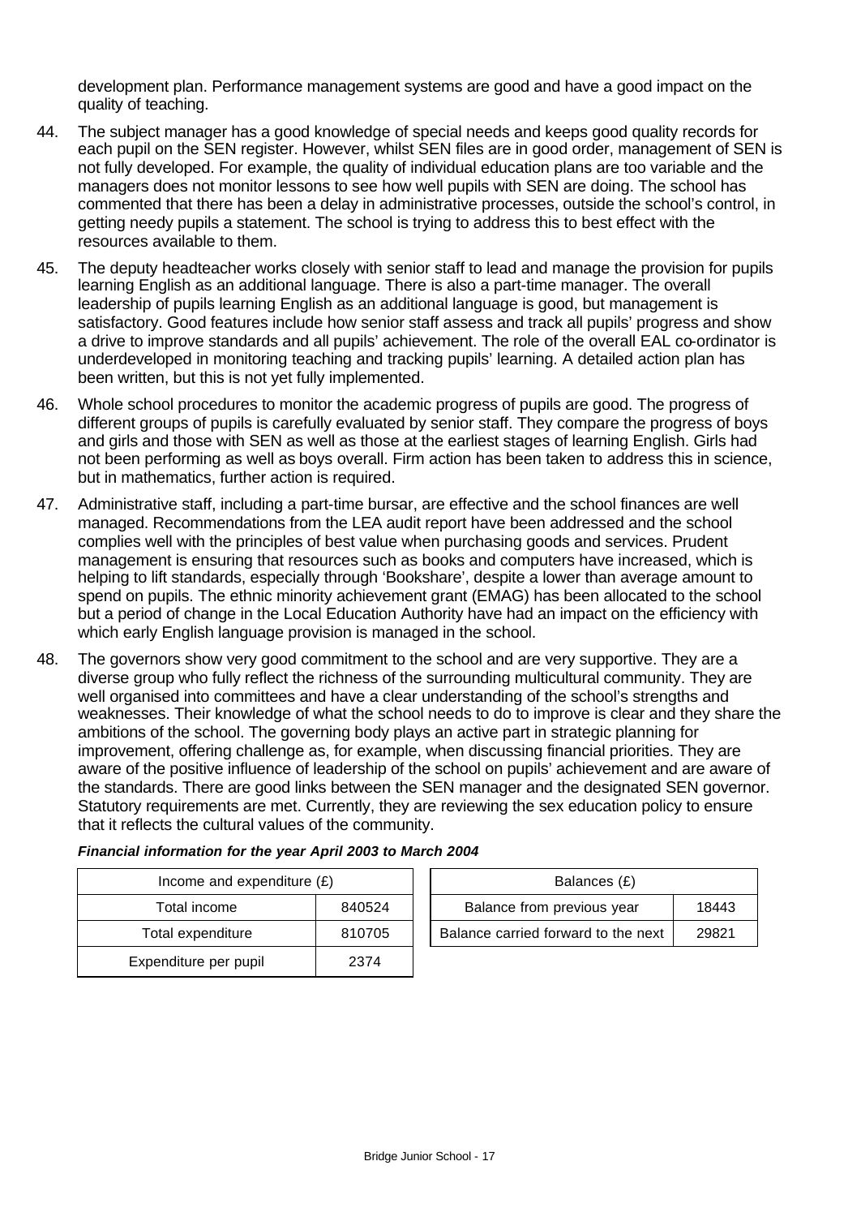development plan. Performance management systems are good and have a good impact on the quality of teaching.

44. The subject manager has a good knowledge of special needs and keeps good quality records for each pupil on the SEN register. However, whilst SEN files are in good order, management of SEN is not fully developed. For example, the quality of individual education plans are too variable and the managers does not monitor lessons to see how well pupils with SEN are doing. The school has commented that there has been a delay in administrative processes, outside the school's control, in getting needy pupils a statement. The school is trying to address this to best effect with the resources available to them.

45. The deputy headteacher works closely with senior staff to lead and manage the provision for pupils learning English as an additional language. There is also a part-time manager. The overall leadership of pupils learning English as an additional language is good, but management is satisfactory. Good features include how senior staff assess and track all pupils' progress and show a drive to improve standards and all pupils' achievement. The role of the overall EAL co-ordinator is underdeveloped in monitoring teaching and tracking pupils' learning. A detailed action plan has been written, but this is not yet fully implemented.

46. Whole school procedures to monitor the academic progress of pupils are good. The progress of different groups of pupils is carefully evaluated by senior staff. They compare the progress of boys and girls and those with SEN as well as those at the earliest stages of learning English. Girls had not been performing as well as boys overall. Firm action has been taken to address this in science, but in mathematics, further action is required.

47. Administrative staff, including a part-time bursar, are effective and the school finances are well managed. Recommendations from the LEA audit report have been addressed and the school complies well with the principles of best value when purchasing goods and services. Prudent management is ensuring that resources such as books and computers have increased, which is helping to lift standards, especially through 'Bookshare', despite a lower than average amount to spend on pupils. The ethnic minority achievement grant (EMAG) has been allocated to the school but a period of change in the Local Education Authority have had an impact on the efficiency with which early English language provision is managed in the school.

48. The governors show very good commitment to the school and are very supportive. They are a diverse group who fully reflect the richness of the surrounding multicultural community. They are well organised into committees and have a clear understanding of the school's strengths and weaknesses. Their knowledge of what the school needs to do to improve is clear and they share the ambitions of the school. The governing body plays an active part in strategic planning for improvement, offering challenge as, for example, when discussing financial priorities. They are aware of the positive influence of leadership of the school on pupils' achievement and are aware of the standards. There are good links between the SEN manager and the designated SEN governor. Statutory requirements are met. Currently, they are reviewing the sex education policy to ensure that it reflects the cultural values of the community.

***Financial information for the year April 2003 to March 2004***

| Income and expenditure (£) | |
|---|---|
| Total income | 840524 |
| Total expenditure | 810705 |
| Expenditure per pupil | 2374 |

| Balances (£) | |
|---|---|
| Balance from previous year | 18443 |
| Balance carried forward to the next | 29821 |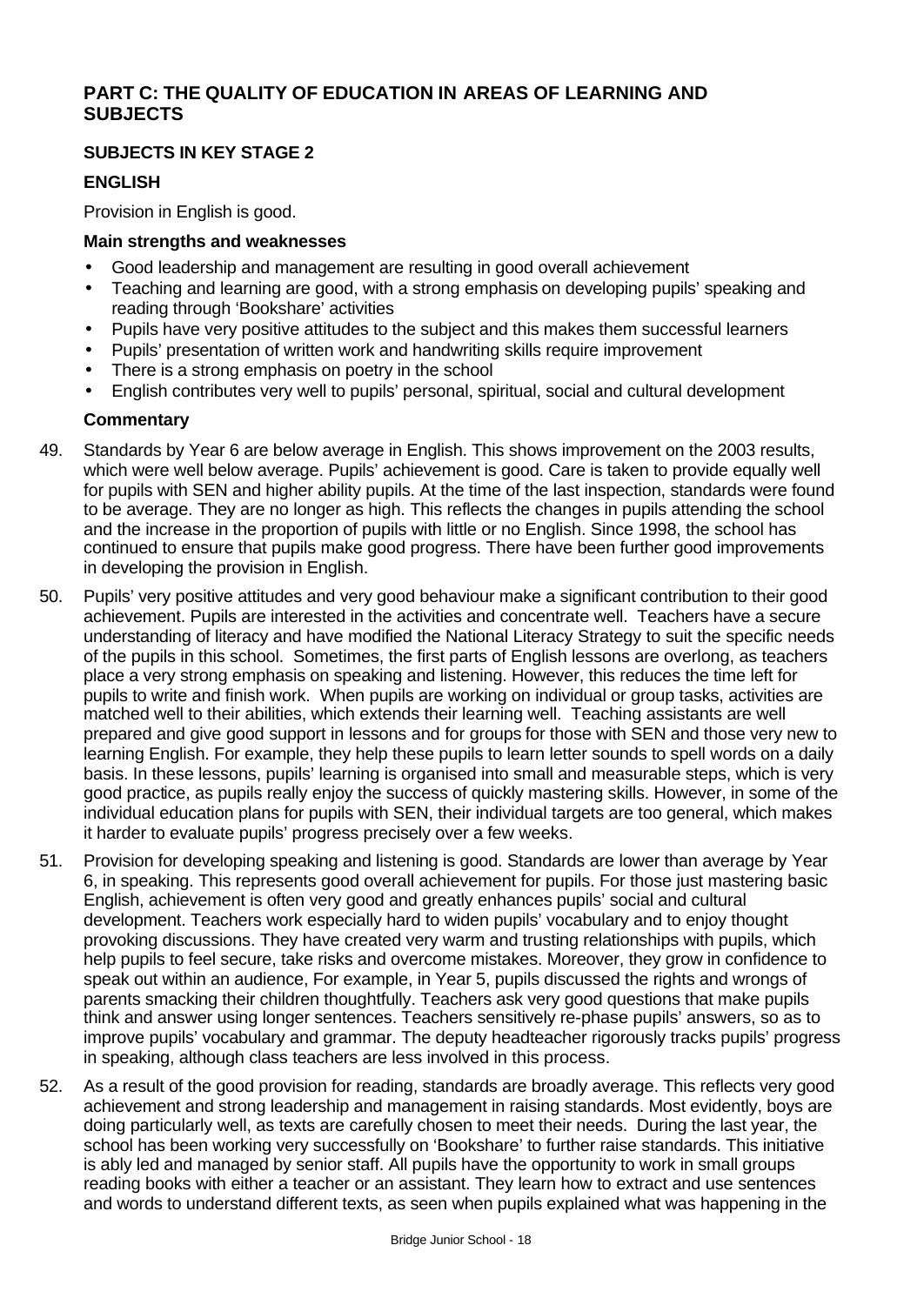## PART C: THE QUALITY OF EDUCATION IN AREAS OF LEARNING AND SUBJECTS

### SUBJECTS IN KEY STAGE 2

### ENGLISH

Provision in English is good.

**Main strengths and weaknesses**

- Good leadership and management are resulting in good overall achievement
- Teaching and learning are good, with a strong emphasis on developing pupils' speaking and reading through 'Bookshare' activities
- Pupils have very positive attitudes to the subject and this makes them successful learners
- Pupils' presentation of written work and handwriting skills require improvement
- There is a strong emphasis on poetry in the school
- English contributes very well to pupils' personal, spiritual, social and cultural development

**Commentary**

49. Standards by Year 6 are below average in English. This shows improvement on the 2003 results, which were well below average. Pupils' achievement is good. Care is taken to provide equally well for pupils with SEN and higher ability pupils. At the time of the last inspection, standards were found to be average. They are no longer as high. This reflects the changes in pupils attending the school and the increase in the proportion of pupils with little or no English. Since 1998, the school has continued to ensure that pupils make good progress. There have been further good improvements in developing the provision in English.

50. Pupils' very positive attitudes and very good behaviour make a significant contribution to their good achievement. Pupils are interested in the activities and concentrate well. Teachers have a secure understanding of literacy and have modified the National Literacy Strategy to suit the specific needs of the pupils in this school. Sometimes, the first parts of English lessons are overlong, as teachers place a very strong emphasis on speaking and listening. However, this reduces the time left for pupils to write and finish work. When pupils are working on individual or group tasks, activities are matched well to their abilities, which extends their learning well. Teaching assistants are well prepared and give good support in lessons and for groups for those with SEN and those very new to learning English. For example, they help these pupils to learn letter sounds to spell words on a daily basis. In these lessons, pupils' learning is organised into small and measurable steps, which is very good practice, as pupils really enjoy the success of quickly mastering skills. However, in some of the individual education plans for pupils with SEN, their individual targets are too general, which makes it harder to evaluate pupils' progress precisely over a few weeks.

51. Provision for developing speaking and listening is good. Standards are lower than average by Year 6, in speaking. This represents good overall achievement for pupils. For those just mastering basic English, achievement is often very good and greatly enhances pupils' social and cultural development. Teachers work especially hard to widen pupils' vocabulary and to enjoy thought provoking discussions. They have created very warm and trusting relationships with pupils, which help pupils to feel secure, take risks and overcome mistakes. Moreover, they grow in confidence to speak out within an audience, For example, in Year 5, pupils discussed the rights and wrongs of parents smacking their children thoughtfully. Teachers ask very good questions that make pupils think and answer using longer sentences. Teachers sensitively re-phase pupils' answers, so as to improve pupils' vocabulary and grammar. The deputy headteacher rigorously tracks pupils' progress in speaking, although class teachers are less involved in this process.

52. As a result of the good provision for reading, standards are broadly average. This reflects very good achievement and strong leadership and management in raising standards. Most evidently, boys are doing particularly well, as texts are carefully chosen to meet their needs. During the last year, the school has been working very successfully on 'Bookshare' to further raise standards. This initiative is ably led and managed by senior staff. All pupils have the opportunity to work in small groups reading books with either a teacher or an assistant. They learn how to extract and use sentences and words to understand different texts, as seen when pupils explained what was happening in the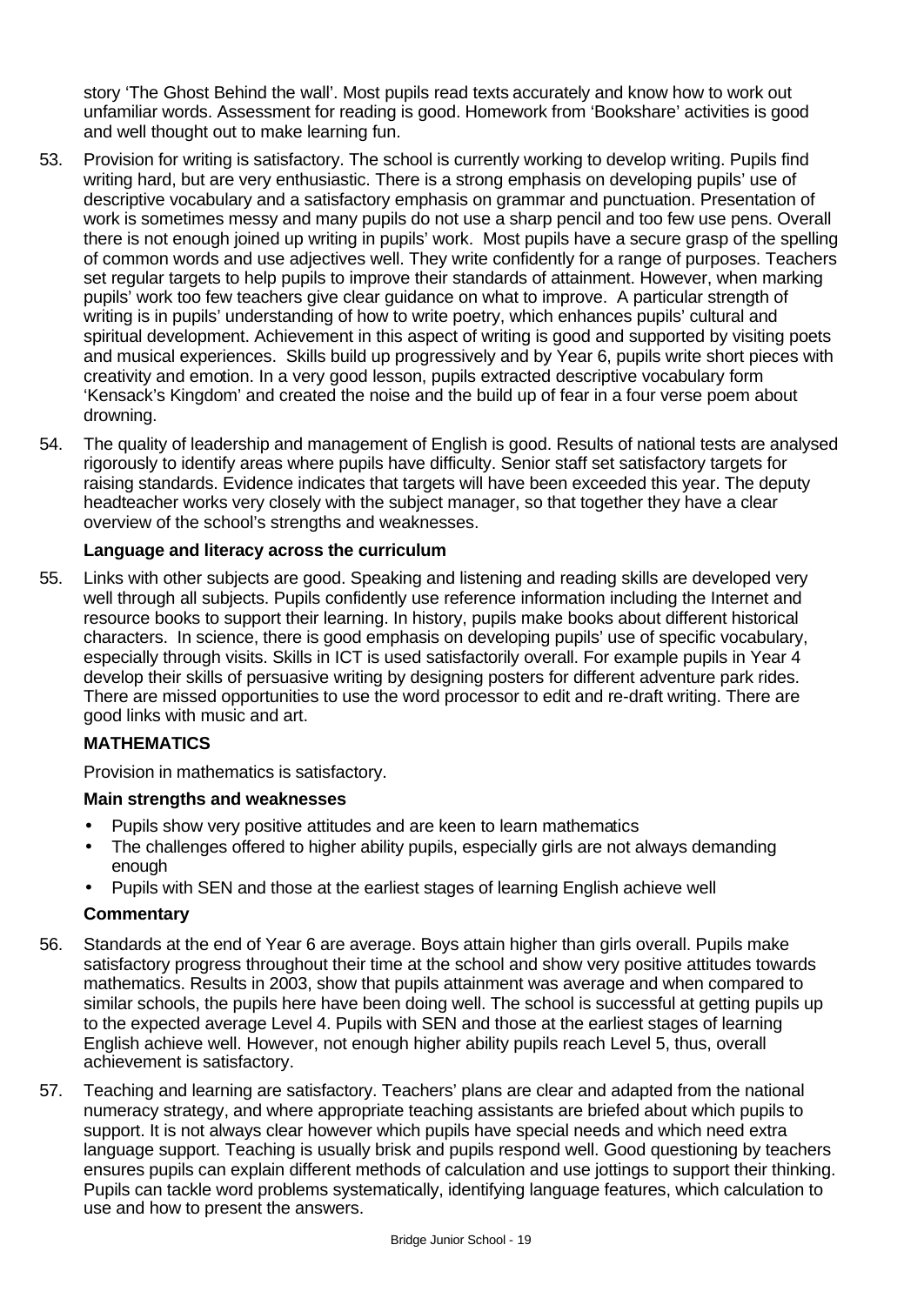story ‘The Ghost Behind the wall’. Most pupils read texts accurately and know how to work out unfamiliar words. Assessment for reading is good. Homework from ‘Bookshare’ activities is good and well thought out to make learning fun.

53. Provision for writing is satisfactory. The school is currently working to develop writing. Pupils find writing hard, but are very enthusiastic. There is a strong emphasis on developing pupils’ use of descriptive vocabulary and a satisfactory emphasis on grammar and punctuation. Presentation of work is sometimes messy and many pupils do not use a sharp pencil and too few use pens. Overall there is not enough joined up writing in pupils’ work. Most pupils have a secure grasp of the spelling of common words and use adjectives well. They write confidently for a range of purposes. Teachers set regular targets to help pupils to improve their standards of attainment. However, when marking pupils’ work too few teachers give clear guidance on what to improve. A particular strength of writing is in pupils’ understanding of how to write poetry, which enhances pupils’ cultural and spiritual development. Achievement in this aspect of writing is good and supported by visiting poets and musical experiences. Skills build up progressively and by Year 6, pupils write short pieces with creativity and emotion. In a very good lesson, pupils extracted descriptive vocabulary form ‘Kensack’s Kingdom’ and created the noise and the build up of fear in a four verse poem about drowning.

54. The quality of leadership and management of English is good. Results of national tests are analysed rigorously to identify areas where pupils have difficulty. Senior staff set satisfactory targets for raising standards. Evidence indicates that targets will have been exceeded this year. The deputy headteacher works very closely with the subject manager, so that together they have a clear overview of the school’s strengths and weaknesses.

**Language and literacy across the curriculum**

55. Links with other subjects are good. Speaking and listening and reading skills are developed very well through all subjects. Pupils confidently use reference information including the Internet and resource books to support their learning. In history, pupils make books about different historical characters. In science, there is good emphasis on developing pupils’ use of specific vocabulary, especially through visits. Skills in ICT is used satisfactorily overall. For example pupils in Year 4 develop their skills of persuasive writing by designing posters for different adventure park rides. There are missed opportunities to use the word processor to edit and re-draft writing. There are good links with music and art.

## MATHEMATICS

Provision in mathematics is satisfactory.

**Main strengths and weaknesses**

- Pupils show very positive attitudes and are keen to learn mathematics
- The challenges offered to higher ability pupils, especially girls are not always demanding enough
- Pupils with SEN and those at the earliest stages of learning English achieve well

**Commentary**

56. Standards at the end of Year 6 are average. Boys attain higher than girls overall. Pupils make satisfactory progress throughout their time at the school and show very positive attitudes towards mathematics. Results in 2003, show that pupils attainment was average and when compared to similar schools, the pupils here have been doing well. The school is successful at getting pupils up to the expected average Level 4. Pupils with SEN and those at the earliest stages of learning English achieve well. However, not enough higher ability pupils reach Level 5, thus, overall achievement is satisfactory.

57. Teaching and learning are satisfactory. Teachers’ plans are clear and adapted from the national numeracy strategy, and where appropriate teaching assistants are briefed about which pupils to support. It is not always clear however which pupils have special needs and which need extra language support. Teaching is usually brisk and pupils respond well. Good questioning by teachers ensures pupils can explain different methods of calculation and use jottings to support their thinking. Pupils can tackle word problems systematically, identifying language features, which calculation to use and how to present the answers.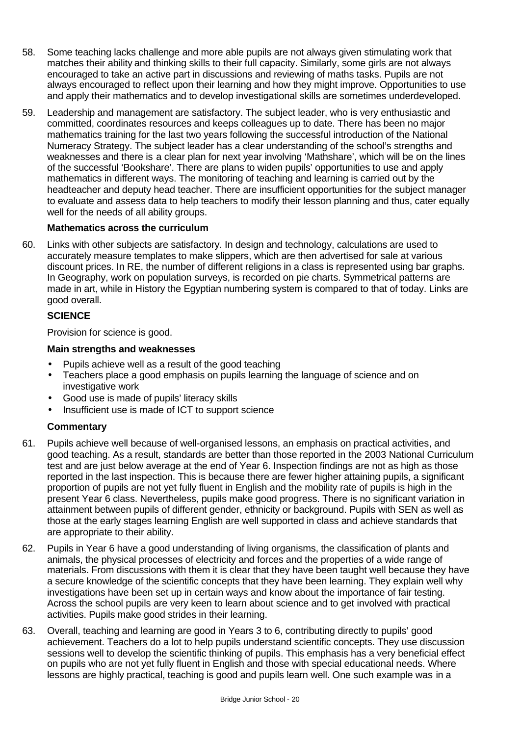58. Some teaching lacks challenge and more able pupils are not always given stimulating work that matches their ability and thinking skills to their full capacity. Similarly, some girls are not always encouraged to take an active part in discussions and reviewing of maths tasks. Pupils are not always encouraged to reflect upon their learning and how they might improve. Opportunities to use and apply their mathematics and to develop investigational skills are sometimes underdeveloped.

59. Leadership and management are satisfactory. The subject leader, who is very enthusiastic and committed, coordinates resources and keeps colleagues up to date. There has been no major mathematics training for the last two years following the successful introduction of the National Numeracy Strategy. The subject leader has a clear understanding of the school's strengths and weaknesses and there is a clear plan for next year involving 'Mathshare', which will be on the lines of the successful 'Bookshare'. There are plans to widen pupils' opportunities to use and apply mathematics in different ways. The monitoring of teaching and learning is carried out by the headteacher and deputy head teacher. There are insufficient opportunities for the subject manager to evaluate and assess data to help teachers to modify their lesson planning and thus, cater equally well for the needs of all ability groups.

**Mathematics across the curriculum**

60. Links with other subjects are satisfactory. In design and technology, calculations are used to accurately measure templates to make slippers, which are then advertised for sale at various discount prices. In RE, the number of different religions in a class is represented using bar graphs. In Geography, work on population surveys, is recorded on pie charts. Symmetrical patterns are made in art, while in History the Egyptian numbering system is compared to that of today. Links are good overall.

## SCIENCE

Provision for science is good.

**Main strengths and weaknesses**

- Pupils achieve well as a result of the good teaching
- Teachers place a good emphasis on pupils learning the language of science and on investigative work
- Good use is made of pupils' literacy skills
- Insufficient use is made of ICT to support science

**Commentary**

61. Pupils achieve well because of well-organised lessons, an emphasis on practical activities, and good teaching. As a result, standards are better than those reported in the 2003 National Curriculum test and are just below average at the end of Year 6. Inspection findings are not as high as those reported in the last inspection. This is because there are fewer higher attaining pupils, a significant proportion of pupils are not yet fully fluent in English and the mobility rate of pupils is high in the present Year 6 class. Nevertheless, pupils make good progress. There is no significant variation in attainment between pupils of different gender, ethnicity or background. Pupils with SEN as well as those at the early stages learning English are well supported in class and achieve standards that are appropriate to their ability.

62. Pupils in Year 6 have a good understanding of living organisms, the classification of plants and animals, the physical processes of electricity and forces and the properties of a wide range of materials. From discussions with them it is clear that they have been taught well because they have a secure knowledge of the scientific concepts that they have been learning. They explain well why investigations have been set up in certain ways and know about the importance of fair testing. Across the school pupils are very keen to learn about science and to get involved with practical activities. Pupils make good strides in their learning.

63. Overall, teaching and learning are good in Years 3 to 6, contributing directly to pupils' good achievement. Teachers do a lot to help pupils understand scientific concepts. They use discussion sessions well to develop the scientific thinking of pupils. This emphasis has a very beneficial effect on pupils who are not yet fully fluent in English and those with special educational needs. Where lessons are highly practical, teaching is good and pupils learn well. One such example was in a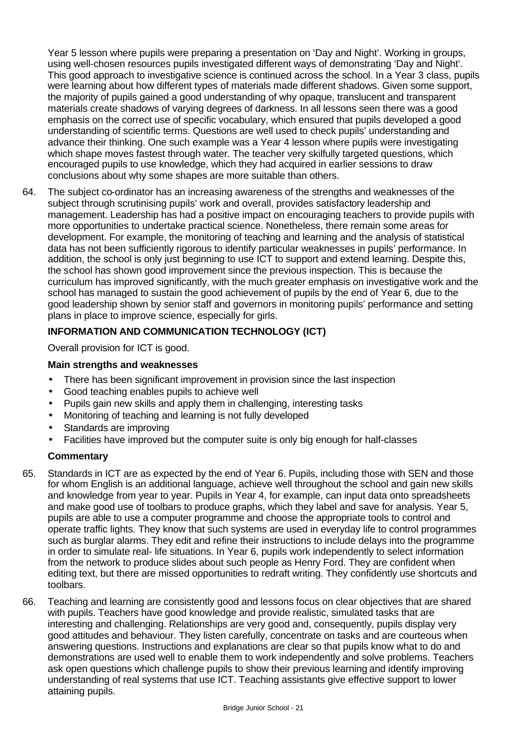Year 5 lesson where pupils were preparing a presentation on 'Day and Night'. Working in groups, using well-chosen resources pupils investigated different ways of demonstrating 'Day and Night'. This good approach to investigative science is continued across the school. In a Year 3 class, pupils were learning about how different types of materials made different shadows. Given some support, the majority of pupils gained a good understanding of why opaque, translucent and transparent materials create shadows of varying degrees of darkness. In all lessons seen there was a good emphasis on the correct use of specific vocabulary, which ensured that pupils developed a good understanding of scientific terms. Questions are well used to check pupils' understanding and advance their thinking. One such example was a Year 4 lesson where pupils were investigating which shape moves fastest through water. The teacher very skilfully targeted questions, which encouraged pupils to use knowledge, which they had acquired in earlier sessions to draw conclusions about why some shapes are more suitable than others.

64. The subject co-ordinator has an increasing awareness of the strengths and weaknesses of the subject through scrutinising pupils' work and overall, provides satisfactory leadership and management. Leadership has had a positive impact on encouraging teachers to provide pupils with more opportunities to undertake practical science. Nonetheless, there remain some areas for development. For example, the monitoring of teaching and learning and the analysis of statistical data has not been sufficiently rigorous to identify particular weaknesses in pupils' performance. In addition, the school is only just beginning to use ICT to support and extend learning. Despite this, the school has shown good improvement since the previous inspection. This is because the curriculum has improved significantly, with the much greater emphasis on investigative work and the school has managed to sustain the good achievement of pupils by the end of Year 6, due to the good leadership shown by senior staff and governors in monitoring pupils' performance and setting plans in place to improve science, especially for girls.

## INFORMATION AND COMMUNICATION TECHNOLOGY (ICT)

Overall provision for ICT is good.

### Main strengths and weaknesses

- There has been significant improvement in provision since the last inspection
- Good teaching enables pupils to achieve well
- Pupils gain new skills and apply them in challenging, interesting tasks
- Monitoring of teaching and learning is not fully developed
- Standards are improving
- Facilities have improved but the computer suite is only big enough for half-classes

### Commentary

65. Standards in ICT are as expected by the end of Year 6. Pupils, including those with SEN and those for whom English is an additional language, achieve well throughout the school and gain new skills and knowledge from year to year. Pupils in Year 4, for example, can input data onto spreadsheets and make good use of toolbars to produce graphs, which they label and save for analysis. Year 5, pupils are able to use a computer programme and choose the appropriate tools to control and operate traffic lights. They know that such systems are used in everyday life to control programmes such as burglar alarms. They edit and refine their instructions to include delays into the programme in order to simulate real- life situations. In Year 6, pupils work independently to select information from the network to produce slides about such people as Henry Ford. They are confident when editing text, but there are missed opportunities to redraft writing. They confidently use shortcuts and toolbars.

66. Teaching and learning are consistently good and lessons focus on clear objectives that are shared with pupils. Teachers have good knowledge and provide realistic, simulated tasks that are interesting and challenging. Relationships are very good and, consequently, pupils display very good attitudes and behaviour. They listen carefully, concentrate on tasks and are courteous when answering questions. Instructions and explanations are clear so that pupils know what to do and demonstrations are used well to enable them to work independently and solve problems. Teachers ask open questions which challenge pupils to show their previous learning and identify improving understanding of real systems that use ICT. Teaching assistants give effective support to lower attaining pupils.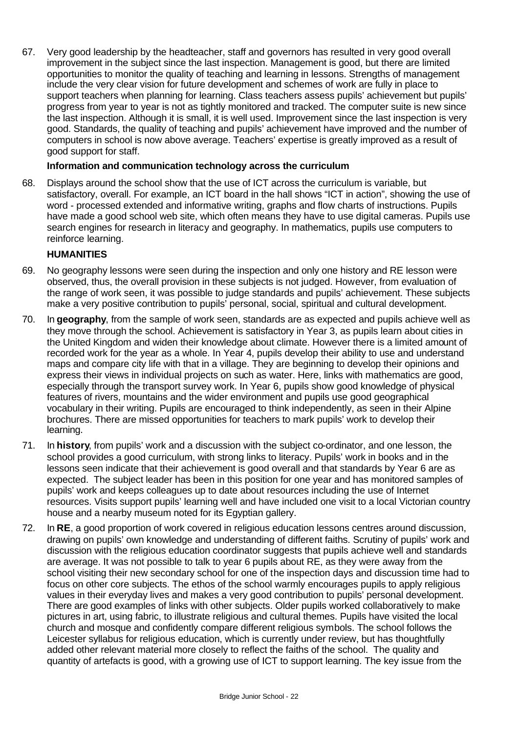67. Very good leadership by the headteacher, staff and governors has resulted in very good overall improvement in the subject since the last inspection. Management is good, but there are limited opportunities to monitor the quality of teaching and learning in lessons. Strengths of management include the very clear vision for future development and schemes of work are fully in place to support teachers when planning for learning. Class teachers assess pupils' achievement but pupils' progress from year to year is not as tightly monitored and tracked. The computer suite is new since the last inspection. Although it is small, it is well used. Improvement since the last inspection is very good. Standards, the quality of teaching and pupils' achievement have improved and the number of computers in school is now above average. Teachers' expertise is greatly improved as a result of good support for staff.

**Information and communication technology across the curriculum**

68. Displays around the school show that the use of ICT across the curriculum is variable, but satisfactory, overall. For example, an ICT board in the hall shows "ICT in action", showing the use of word - processed extended and informative writing, graphs and flow charts of instructions. Pupils have made a good school web site, which often means they have to use digital cameras. Pupils use search engines for research in literacy and geography. In mathematics, pupils use computers to reinforce learning.

**HUMANITIES**

69. No geography lessons were seen during the inspection and only one history and RE lesson were observed, thus, the overall provision in these subjects is not judged. However, from evaluation of the range of work seen, it was possible to judge standards and pupils' achievement. These subjects make a very positive contribution to pupils' personal, social, spiritual and cultural development.

70. In **geography**, from the sample of work seen, standards are as expected and pupils achieve well as they move through the school. Achievement is satisfactory in Year 3, as pupils learn about cities in the United Kingdom and widen their knowledge about climate. However there is a limited amount of recorded work for the year as a whole. In Year 4, pupils develop their ability to use and understand maps and compare city life with that in a village. They are beginning to develop their opinions and express their views in individual projects on such as water. Here, links with mathematics are good, especially through the transport survey work. In Year 6, pupils show good knowledge of physical features of rivers, mountains and the wider environment and pupils use good geographical vocabulary in their writing. Pupils are encouraged to think independently, as seen in their Alpine brochures. There are missed opportunities for teachers to mark pupils' work to develop their learning.

71. In **history**, from pupils' work and a discussion with the subject co-ordinator, and one lesson, the school provides a good curriculum, with strong links to literacy. Pupils' work in books and in the lessons seen indicate that their achievement is good overall and that standards by Year 6 are as expected. The subject leader has been in this position for one year and has monitored samples of pupils' work and keeps colleagues up to date about resources including the use of Internet resources. Visits support pupils' learning well and have included one visit to a local Victorian country house and a nearby museum noted for its Egyptian gallery.

72. In **RE**, a good proportion of work covered in religious education lessons centres around discussion, drawing on pupils' own knowledge and understanding of different faiths. Scrutiny of pupils' work and discussion with the religious education coordinator suggests that pupils achieve well and standards are average. It was not possible to talk to year 6 pupils about RE, as they were away from the school visiting their new secondary school for one of the inspection days and discussion time had to focus on other core subjects. The ethos of the school warmly encourages pupils to apply religious values in their everyday lives and makes a very good contribution to pupils' personal development. There are good examples of links with other subjects. Older pupils worked collaboratively to make pictures in art, using fabric, to illustrate religious and cultural themes. Pupils have visited the local church and mosque and confidently compare different religious symbols. The school follows the Leicester syllabus for religious education, which is currently under review, but has thoughtfully added other relevant material more closely to reflect the faiths of the school. The quality and quantity of artefacts is good, with a growing use of ICT to support learning. The key issue from the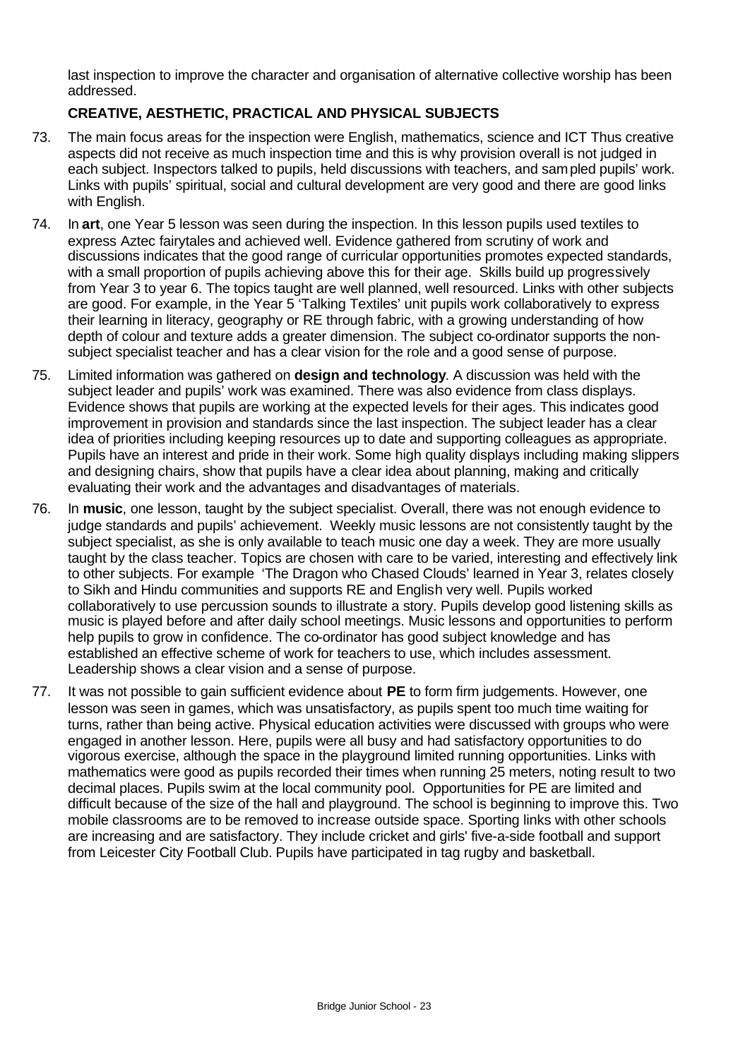last inspection to improve the character and organisation of alternative collective worship has been addressed.

### CREATIVE, AESTHETIC, PRACTICAL AND PHYSICAL SUBJECTS

73. The main focus areas for the inspection were English, mathematics, science and ICT Thus creative aspects did not receive as much inspection time and this is why provision overall is not judged in each subject. Inspectors talked to pupils, held discussions with teachers, and sampled pupils' work. Links with pupils' spiritual, social and cultural development are very good and there are good links with English.

74. In **art**, one Year 5 lesson was seen during the inspection. In this lesson pupils used textiles to express Aztec fairytales and achieved well. Evidence gathered from scrutiny of work and discussions indicates that the good range of curricular opportunities promotes expected standards, with a small proportion of pupils achieving above this for their age. Skills build up progressively from Year 3 to year 6. The topics taught are well planned, well resourced. Links with other subjects are good. For example, in the Year 5 'Talking Textiles' unit pupils work collaboratively to express their learning in literacy, geography or RE through fabric, with a growing understanding of how depth of colour and texture adds a greater dimension. The subject co-ordinator supports the non-subject specialist teacher and has a clear vision for the role and a good sense of purpose.

75. Limited information was gathered on **design and technology**. A discussion was held with the subject leader and pupils' work was examined. There was also evidence from class displays. Evidence shows that pupils are working at the expected levels for their ages. This indicates good improvement in provision and standards since the last inspection. The subject leader has a clear idea of priorities including keeping resources up to date and supporting colleagues as appropriate. Pupils have an interest and pride in their work. Some high quality displays including making slippers and designing chairs, show that pupils have a clear idea about planning, making and critically evaluating their work and the advantages and disadvantages of materials.

76. In **music**, one lesson, taught by the subject specialist. Overall, there was not enough evidence to judge standards and pupils' achievement. Weekly music lessons are not consistently taught by the subject specialist, as she is only available to teach music one day a week. They are more usually taught by the class teacher. Topics are chosen with care to be varied, interesting and effectively link to other subjects. For example 'The Dragon who Chased Clouds' learned in Year 3, relates closely to Sikh and Hindu communities and supports RE and English very well. Pupils worked collaboratively to use percussion sounds to illustrate a story. Pupils develop good listening skills as music is played before and after daily school meetings. Music lessons and opportunities to perform help pupils to grow in confidence. The co-ordinator has good subject knowledge and has established an effective scheme of work for teachers to use, which includes assessment. Leadership shows a clear vision and a sense of purpose.

77. It was not possible to gain sufficient evidence about **PE** to form firm judgements. However, one lesson was seen in games, which was unsatisfactory, as pupils spent too much time waiting for turns, rather than being active. Physical education activities were discussed with groups who were engaged in another lesson. Here, pupils were all busy and had satisfactory opportunities to do vigorous exercise, although the space in the playground limited running opportunities. Links with mathematics were good as pupils recorded their times when running 25 meters, noting result to two decimal places. Pupils swim at the local community pool. Opportunities for PE are limited and difficult because of the size of the hall and playground. The school is beginning to improve this. Two mobile classrooms are to be removed to increase outside space. Sporting links with other schools are increasing and are satisfactory. They include cricket and girls' five-a-side football and support from Leicester City Football Club. Pupils have participated in tag rugby and basketball.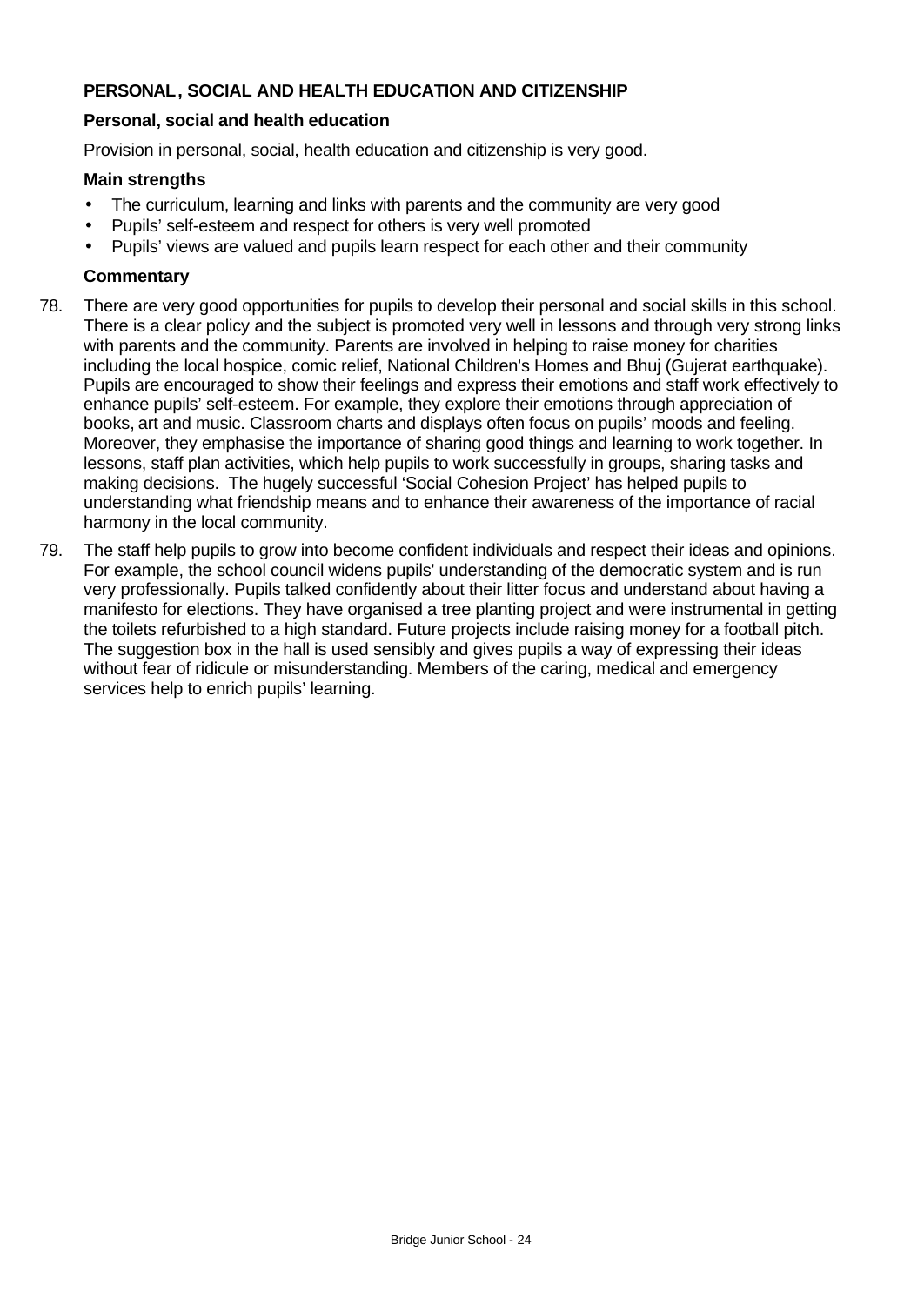## PERSONAL, SOCIAL AND HEALTH EDUCATION AND CITIZENSHIP

### Personal, social and health education

Provision in personal, social, health education and citizenship is very good.

**Main strengths**

- The curriculum, learning and links with parents and the community are very good
- Pupils' self-esteem and respect for others is very well promoted
- Pupils' views are valued and pupils learn respect for each other and their community

**Commentary**

78. There are very good opportunities for pupils to develop their personal and social skills in this school. There is a clear policy and the subject is promoted very well in lessons and through very strong links with parents and the community. Parents are involved in helping to raise money for charities including the local hospice, comic relief, National Children's Homes and Bhuj (Gujerat earthquake). Pupils are encouraged to show their feelings and express their emotions and staff work effectively to enhance pupils' self-esteem. For example, they explore their emotions through appreciation of books, art and music. Classroom charts and displays often focus on pupils' moods and feeling. Moreover, they emphasise the importance of sharing good things and learning to work together. In lessons, staff plan activities, which help pupils to work successfully in groups, sharing tasks and making decisions. The hugely successful 'Social Cohesion Project' has helped pupils to understanding what friendship means and to enhance their awareness of the importance of racial harmony in the local community.

79. The staff help pupils to grow into become confident individuals and respect their ideas and opinions. For example, the school council widens pupils' understanding of the democratic system and is run very professionally. Pupils talked confidently about their litter focus and understand about having a manifesto for elections. They have organised a tree planting project and were instrumental in getting the toilets refurbished to a high standard. Future projects include raising money for a football pitch. The suggestion box in the hall is used sensibly and gives pupils a way of expressing their ideas without fear of ridicule or misunderstanding. Members of the caring, medical and emergency services help to enrich pupils' learning.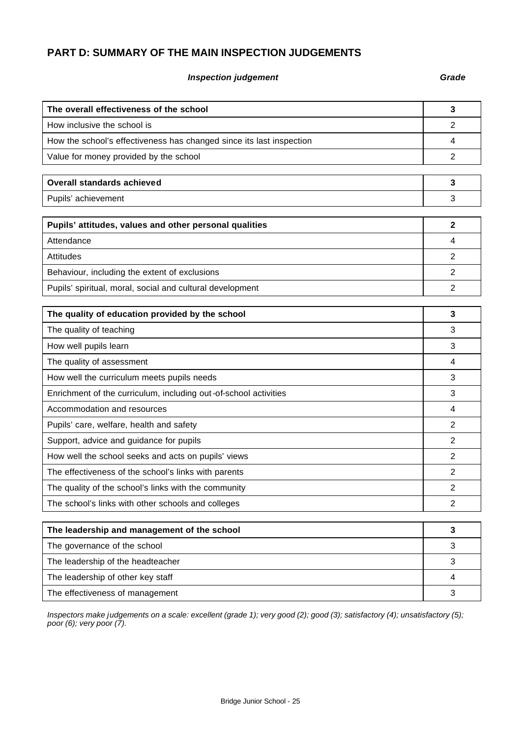## PART D: SUMMARY OF THE MAIN INSPECTION JUDGEMENTS

| ***Inspection judgement*** | ***Grade*** |
|---|---|
| **The overall effectiveness of the school** | **3** |
| How inclusive the school is | 2 |
| How the school's effectiveness has changed since its last inspection | 4 |
| Value for money provided by the school | 2 |
| | |
| **Overall standards achieved** | **3** |
| Pupils' achievement | 3 |
| | |
| **Pupils' attitudes, values and other personal qualities** | **2** |
| Attendance | 4 |
| Attitudes | 2 |
| Behaviour, including the extent of exclusions | 2 |
| Pupils' spiritual, moral, social and cultural development | 2 |
| | |
| **The quality of education provided by the school** | **3** |
| The quality of teaching | 3 |
| How well pupils learn | 3 |
| The quality of assessment | 4 |
| How well the curriculum meets pupils needs | 3 |
| Enrichment of the curriculum, including out-of-school activities | 3 |
| Accommodation and resources | 4 |
| Pupils' care, welfare, health and safety | 2 |
| Support, advice and guidance for pupils | 2 |
| How well the school seeks and acts on pupils' views | 2 |
| The effectiveness of the school's links with parents | 2 |
| The quality of the school's links with the community | 2 |
| The school's links with other schools and colleges | 2 |
| | |
| **The leadership and management of the school** | **3** |
| The governance of the school | 3 |
| The leadership of the headteacher | 3 |
| The leadership of other key staff | 4 |
| The effectiveness of management | 3 |

*Inspectors make judgements on a scale: excellent (grade 1); very good (2); good (3); satisfactory (4); unsatisfactory (5); poor (6); very poor (7).*